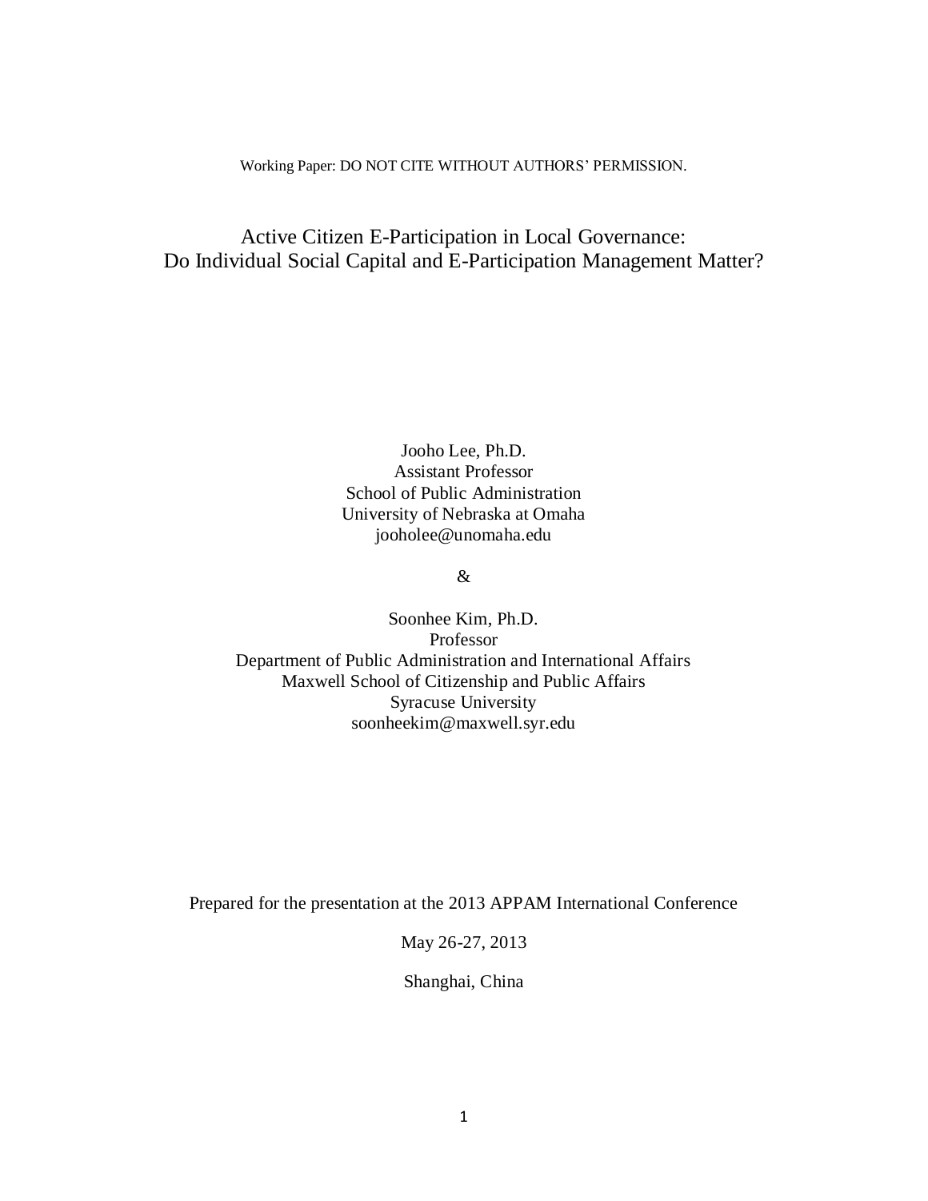Working Paper: DO NOT CITE WITHOUT AUTHORS' PERMISSION.

# Active Citizen E-Participation in Local Governance: Do Individual Social Capital and E-Participation Management Matter?

Jooho Lee, Ph.D.
Assistant Professor
School of Public Administration
University of Nebraska at Omaha
jooholee@unomaha.edu

&

Soonhee Kim, Ph.D.
Professor
Department of Public Administration and International Affairs
Maxwell School of Citizenship and Public Affairs
Syracuse University
soonheekim@maxwell.syr.edu

Prepared for the presentation at the 2013 APPAM International Conference

May 26-27, 2013

Shanghai, China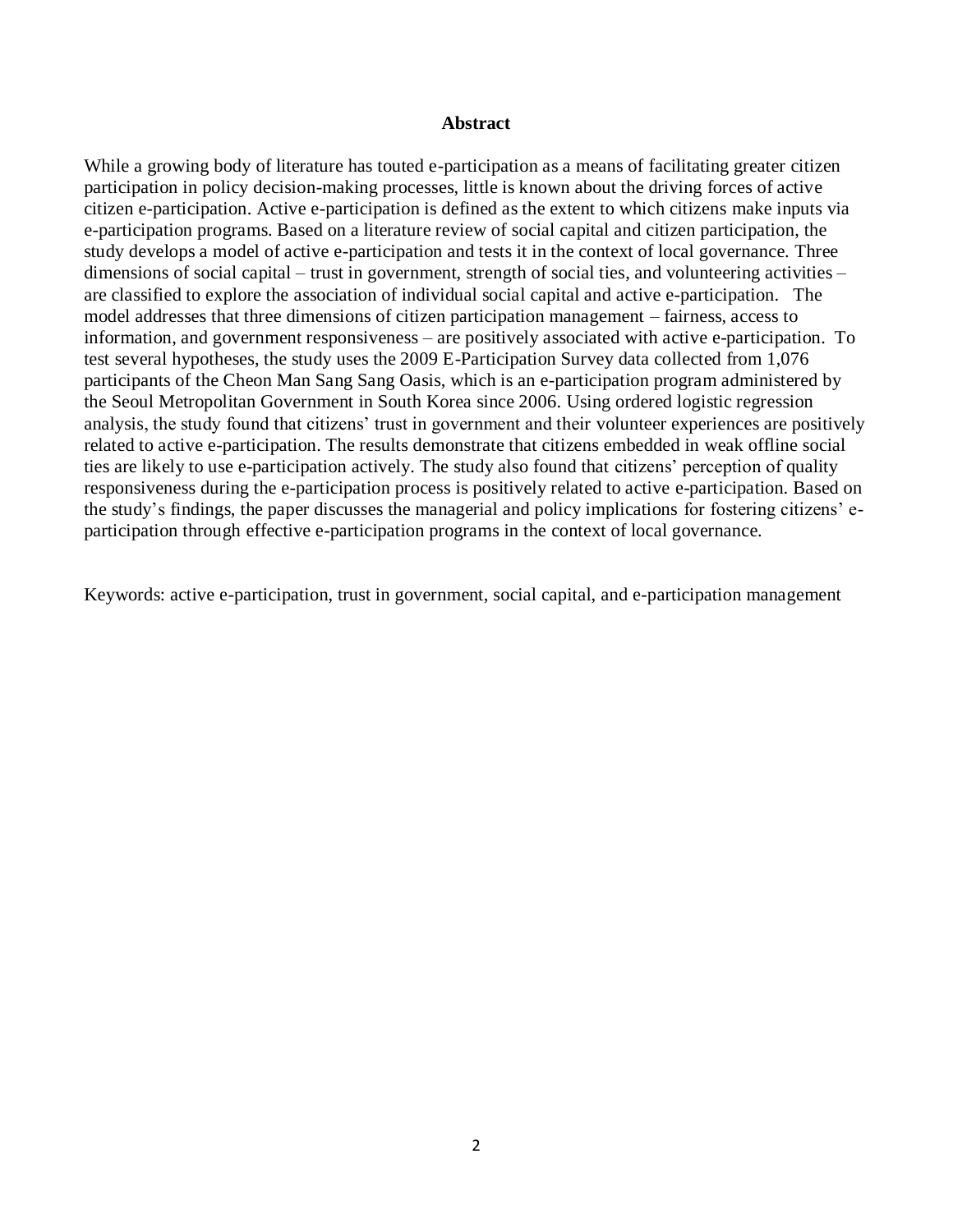# Abstract

While a growing body of literature has touted e-participation as a means of facilitating greater citizen participation in policy decision-making processes, little is known about the driving forces of active citizen e-participation. Active e-participation is defined as the extent to which citizens make inputs via e-participation programs. Based on a literature review of social capital and citizen participation, the study develops a model of active e-participation and tests it in the context of local governance. Three dimensions of social capital – trust in government, strength of social ties, and volunteering activities – are classified to explore the association of individual social capital and active e-participation. The model addresses that three dimensions of citizen participation management – fairness, access to information, and government responsiveness – are positively associated with active e-participation. To test several hypotheses, the study uses the 2009 E-Participation Survey data collected from 1,076 participants of the Cheon Man Sang Sang Oasis, which is an e-participation program administered by the Seoul Metropolitan Government in South Korea since 2006. Using ordered logistic regression analysis, the study found that citizens' trust in government and their volunteer experiences are positively related to active e-participation. The results demonstrate that citizens embedded in weak offline social ties are likely to use e-participation actively. The study also found that citizens' perception of quality responsiveness during the e-participation process is positively related to active e-participation. Based on the study's findings, the paper discusses the managerial and policy implications for fostering citizens' e-participation through effective e-participation programs in the context of local governance.

Keywords: active e-participation, trust in government, social capital, and e-participation management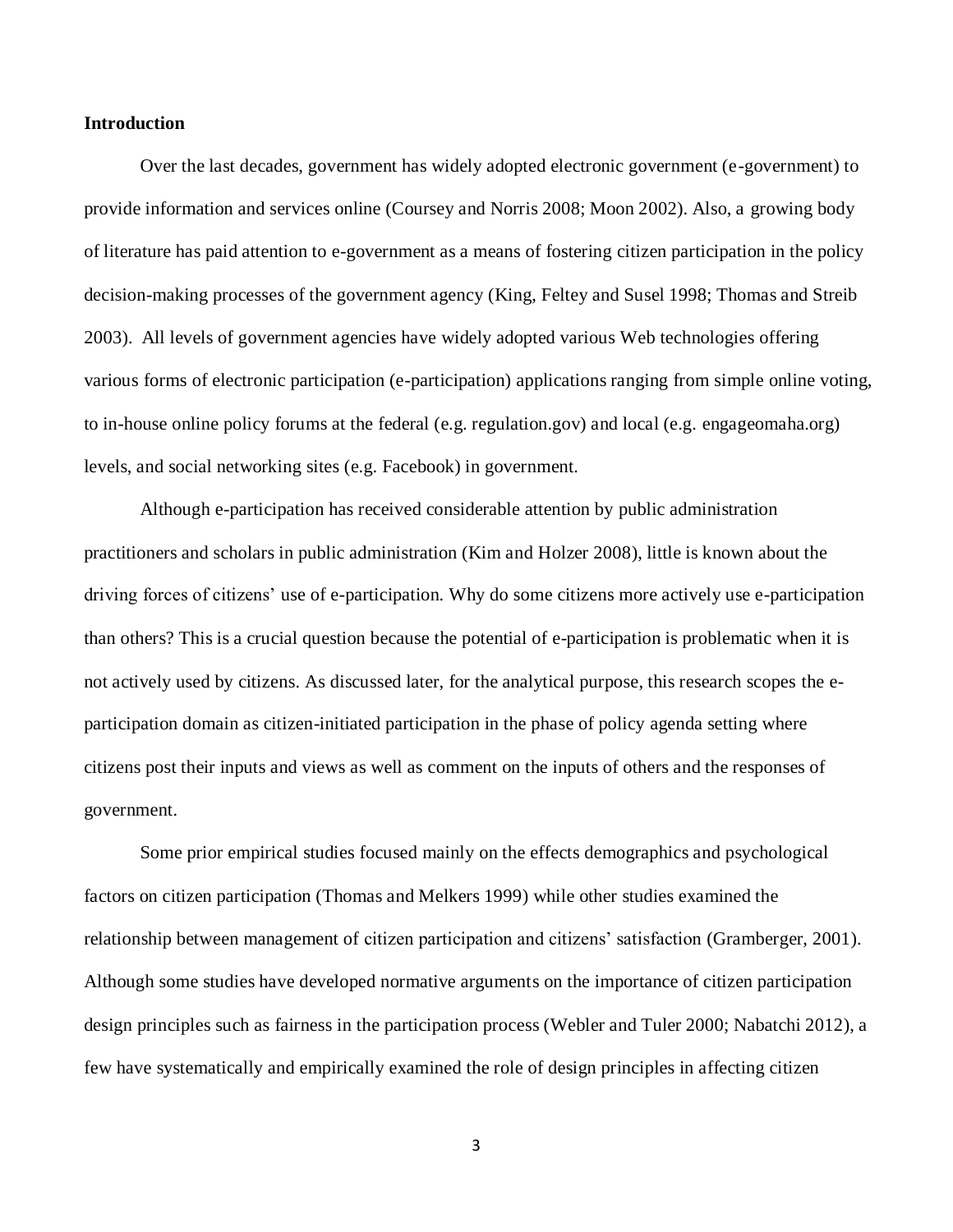**Introduction**

Over the last decades, government has widely adopted electronic government (e-government) to provide information and services online (Coursey and Norris 2008; Moon 2002). Also, a growing body of literature has paid attention to e-government as a means of fostering citizen participation in the policy decision-making processes of the government agency (King, Feltey and Susel 1998; Thomas and Streib 2003). All levels of government agencies have widely adopted various Web technologies offering various forms of electronic participation (e-participation) applications ranging from simple online voting, to in-house online policy forums at the federal (e.g. regulation.gov) and local (e.g. engageomaha.org) levels, and social networking sites (e.g. Facebook) in government.

Although e-participation has received considerable attention by public administration practitioners and scholars in public administration (Kim and Holzer 2008), little is known about the driving forces of citizens' use of e-participation. Why do some citizens more actively use e-participation than others? This is a crucial question because the potential of e-participation is problematic when it is not actively used by citizens. As discussed later, for the analytical purpose, this research scopes the e-participation domain as citizen-initiated participation in the phase of policy agenda setting where citizens post their inputs and views as well as comment on the inputs of others and the responses of government.

Some prior empirical studies focused mainly on the effects demographics and psychological factors on citizen participation (Thomas and Melkers 1999) while other studies examined the relationship between management of citizen participation and citizens' satisfaction (Gramberger, 2001). Although some studies have developed normative arguments on the importance of citizen participation design principles such as fairness in the participation process (Webler and Tuler 2000; Nabatchi 2012), a few have systematically and empirically examined the role of design principles in affecting citizen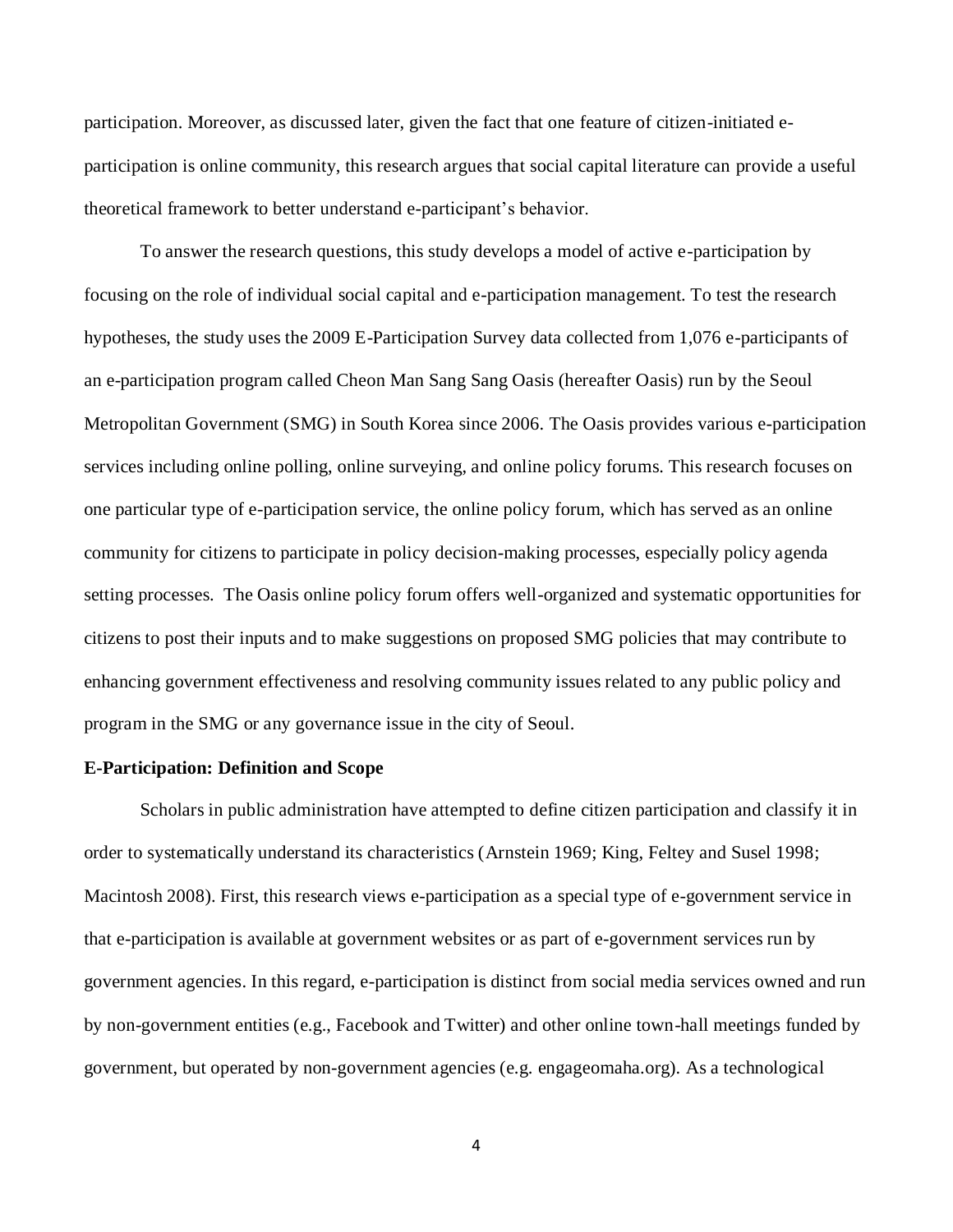participation. Moreover, as discussed later, given the fact that one feature of citizen-initiated e-participation is online community, this research argues that social capital literature can provide a useful theoretical framework to better understand e-participant's behavior.

To answer the research questions, this study develops a model of active e-participation by focusing on the role of individual social capital and e-participation management. To test the research hypotheses, the study uses the 2009 E-Participation Survey data collected from 1,076 e-participants of an e-participation program called Cheon Man Sang Sang Oasis (hereafter Oasis) run by the Seoul Metropolitan Government (SMG) in South Korea since 2006. The Oasis provides various e-participation services including online polling, online surveying, and online policy forums. This research focuses on one particular type of e-participation service, the online policy forum, which has served as an online community for citizens to participate in policy decision-making processes, especially policy agenda setting processes. The Oasis online policy forum offers well-organized and systematic opportunities for citizens to post their inputs and to make suggestions on proposed SMG policies that may contribute to enhancing government effectiveness and resolving community issues related to any public policy and program in the SMG or any governance issue in the city of Seoul.

**E-Participation: Definition and Scope**

Scholars in public administration have attempted to define citizen participation and classify it in order to systematically understand its characteristics (Arnstein 1969; King, Feltey and Susel 1998; Macintosh 2008). First, this research views e-participation as a special type of e-government service in that e-participation is available at government websites or as part of e-government services run by government agencies. In this regard, e-participation is distinct from social media services owned and run by non-government entities (e.g., Facebook and Twitter) and other online town-hall meetings funded by government, but operated by non-government agencies (e.g. engageomaha.org). As a technological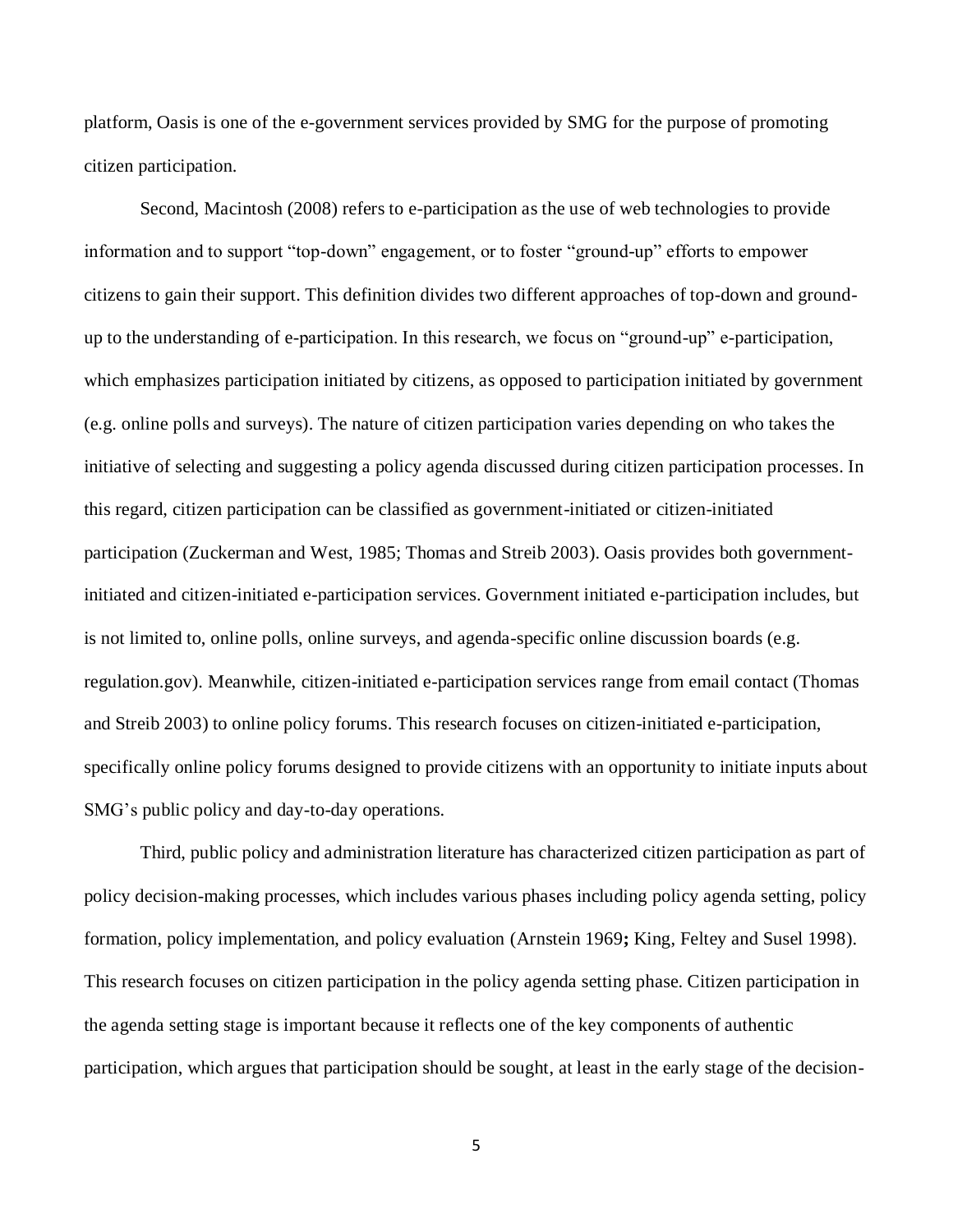platform, Oasis is one of the e-government services provided by SMG for the purpose of promoting citizen participation.

Second, Macintosh (2008) refers to e-participation as the use of web technologies to provide information and to support "top-down" engagement, or to foster "ground-up" efforts to empower citizens to gain their support. This definition divides two different approaches of top-down and ground-up to the understanding of e-participation. In this research, we focus on "ground-up" e-participation, which emphasizes participation initiated by citizens, as opposed to participation initiated by government (e.g. online polls and surveys). The nature of citizen participation varies depending on who takes the initiative of selecting and suggesting a policy agenda discussed during citizen participation processes. In this regard, citizen participation can be classified as government-initiated or citizen-initiated participation (Zuckerman and West, 1985; Thomas and Streib 2003). Oasis provides both government-initiated and citizen-initiated e-participation services. Government initiated e-participation includes, but is not limited to, online polls, online surveys, and agenda-specific online discussion boards (e.g. regulation.gov). Meanwhile, citizen-initiated e-participation services range from email contact (Thomas and Streib 2003) to online policy forums. This research focuses on citizen-initiated e-participation, specifically online policy forums designed to provide citizens with an opportunity to initiate inputs about SMG's public policy and day-to-day operations.

Third, public policy and administration literature has characterized citizen participation as part of policy decision-making processes, which includes various phases including policy agenda setting, policy formation, policy implementation, and policy evaluation (Arnstein 1969**;** King, Feltey and Susel 1998). This research focuses on citizen participation in the policy agenda setting phase. Citizen participation in the agenda setting stage is important because it reflects one of the key components of authentic participation, which argues that participation should be sought, at least in the early stage of the decision-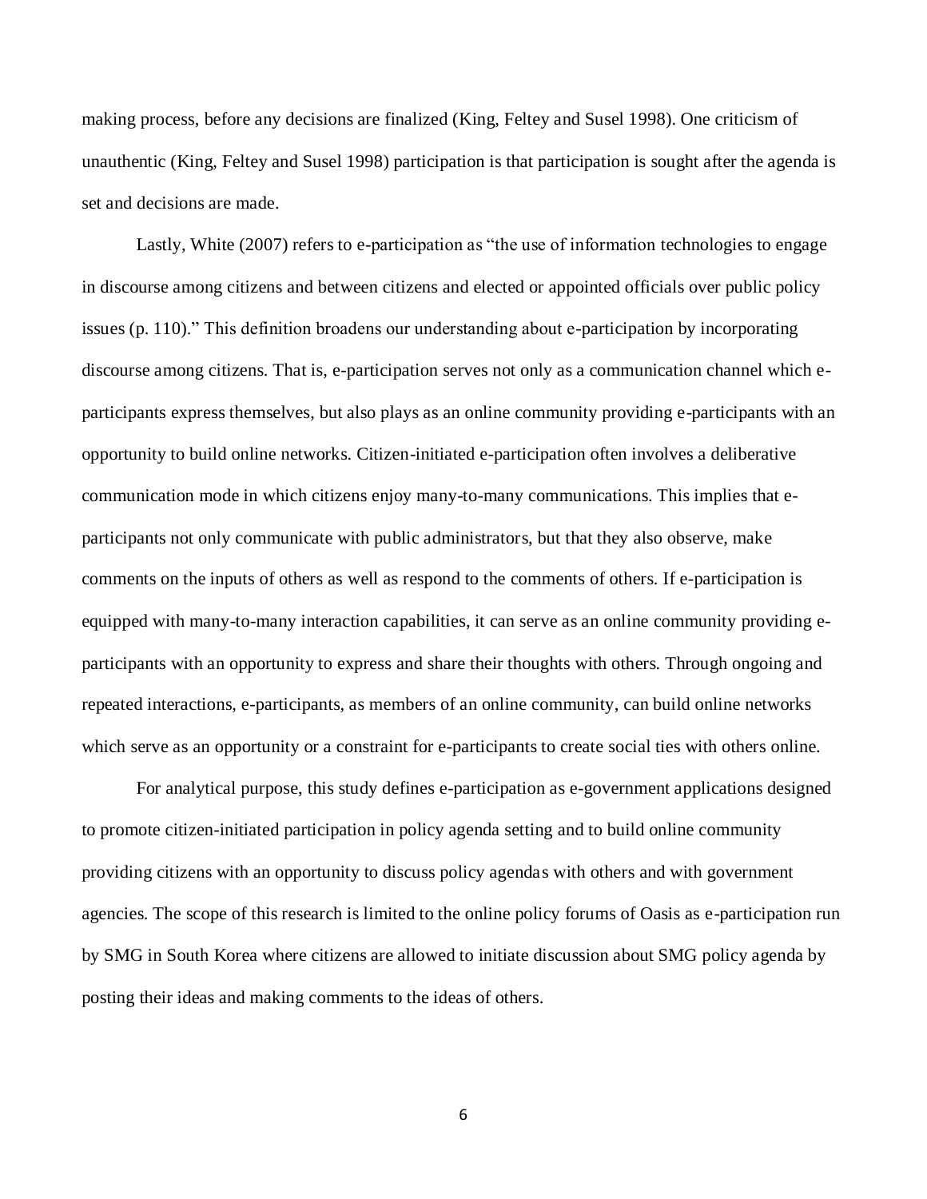making process, before any decisions are finalized (King, Feltey and Susel 1998). One criticism of unauthentic (King, Feltey and Susel 1998) participation is that participation is sought after the agenda is set and decisions are made.

Lastly, White (2007) refers to e-participation as "the use of information technologies to engage in discourse among citizens and between citizens and elected or appointed officials over public policy issues (p. 110)." This definition broadens our understanding about e-participation by incorporating discourse among citizens. That is, e-participation serves not only as a communication channel which e-participants express themselves, but also plays as an online community providing e-participants with an opportunity to build online networks. Citizen-initiated e-participation often involves a deliberative communication mode in which citizens enjoy many-to-many communications. This implies that e-participants not only communicate with public administrators, but that they also observe, make comments on the inputs of others as well as respond to the comments of others. If e-participation is equipped with many-to-many interaction capabilities, it can serve as an online community providing e-participants with an opportunity to express and share their thoughts with others. Through ongoing and repeated interactions, e-participants, as members of an online community, can build online networks which serve as an opportunity or a constraint for e-participants to create social ties with others online.

For analytical purpose, this study defines e-participation as e-government applications designed to promote citizen-initiated participation in policy agenda setting and to build online community providing citizens with an opportunity to discuss policy agendas with others and with government agencies. The scope of this research is limited to the online policy forums of Oasis as e-participation run by SMG in South Korea where citizens are allowed to initiate discussion about SMG policy agenda by posting their ideas and making comments to the ideas of others.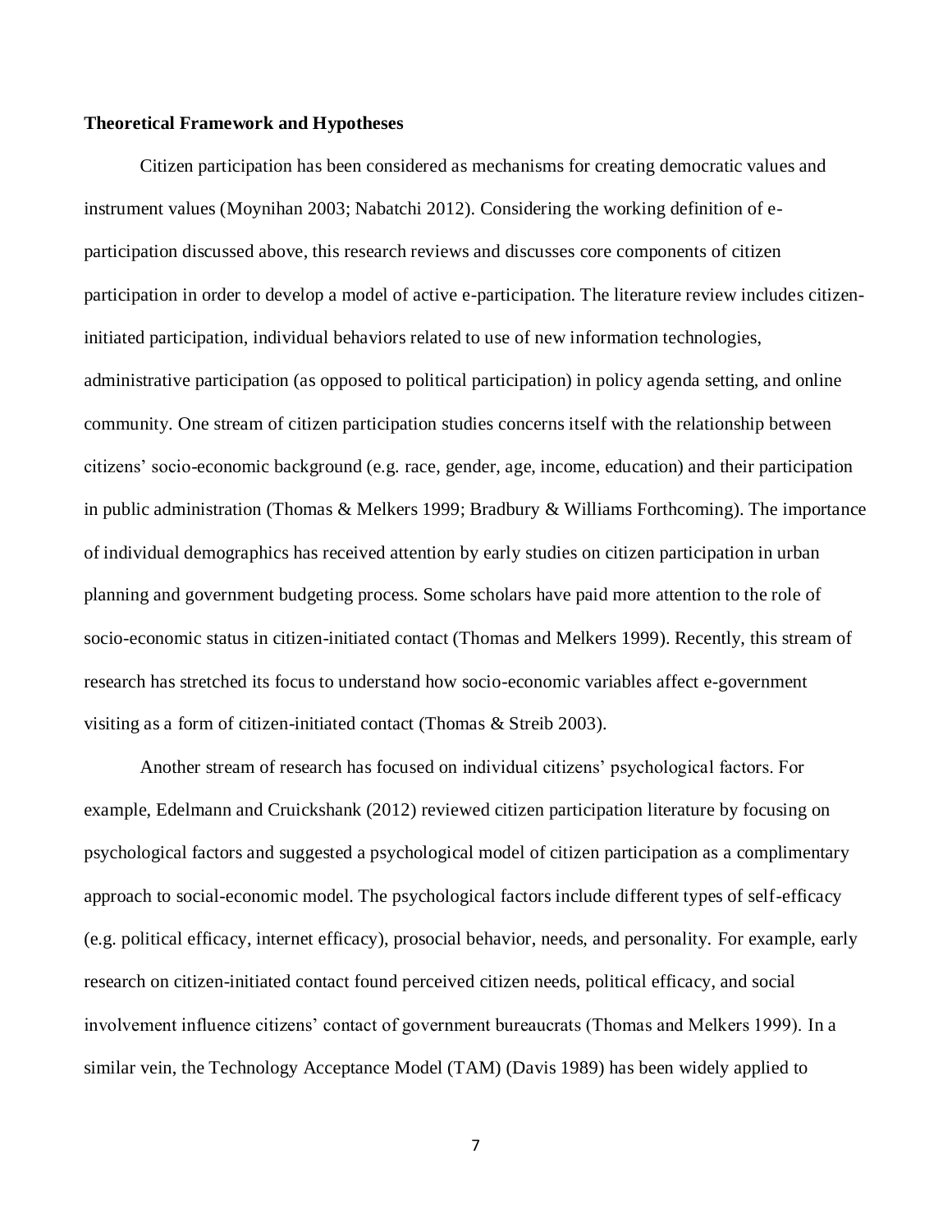**Theoretical Framework and Hypotheses**

Citizen participation has been considered as mechanisms for creating democratic values and instrument values (Moynihan 2003; Nabatchi 2012). Considering the working definition of e-participation discussed above, this research reviews and discusses core components of citizen participation in order to develop a model of active e-participation. The literature review includes citizen-initiated participation, individual behaviors related to use of new information technologies, administrative participation (as opposed to political participation) in policy agenda setting, and online community. One stream of citizen participation studies concerns itself with the relationship between citizens' socio-economic background (e.g. race, gender, age, income, education) and their participation in public administration (Thomas & Melkers 1999; Bradbury & Williams Forthcoming). The importance of individual demographics has received attention by early studies on citizen participation in urban planning and government budgeting process. Some scholars have paid more attention to the role of socio-economic status in citizen-initiated contact (Thomas and Melkers 1999). Recently, this stream of research has stretched its focus to understand how socio-economic variables affect e-government visiting as a form of citizen-initiated contact (Thomas & Streib 2003).

Another stream of research has focused on individual citizens' psychological factors. For example, Edelmann and Cruickshank (2012) reviewed citizen participation literature by focusing on psychological factors and suggested a psychological model of citizen participation as a complimentary approach to social-economic model. The psychological factors include different types of self-efficacy (e.g. political efficacy, internet efficacy), prosocial behavior, needs, and personality. For example, early research on citizen-initiated contact found perceived citizen needs, political efficacy, and social involvement influence citizens' contact of government bureaucrats (Thomas and Melkers 1999). In a similar vein, the Technology Acceptance Model (TAM) (Davis 1989) has been widely applied to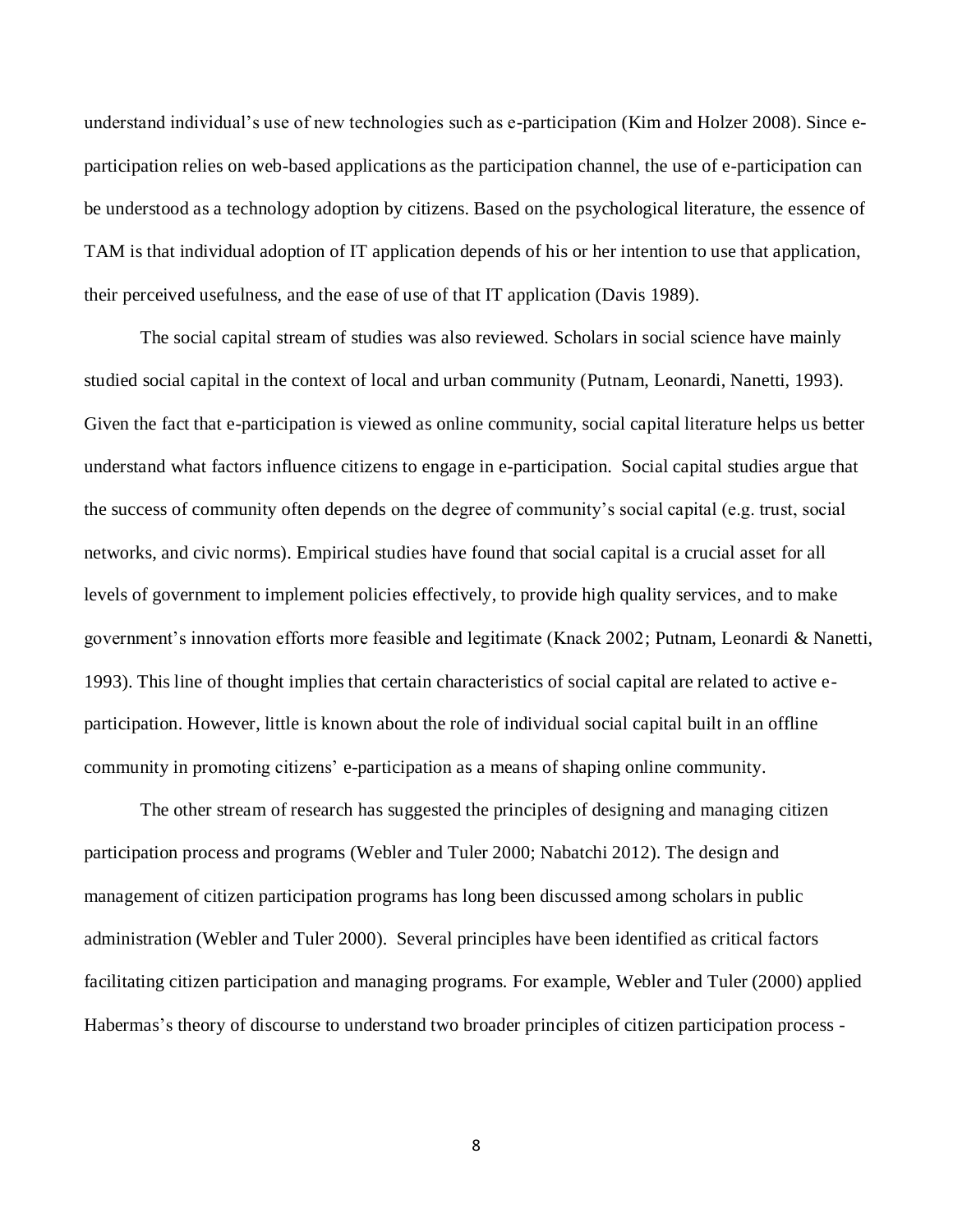understand individual's use of new technologies such as e-participation (Kim and Holzer 2008). Since e-participation relies on web-based applications as the participation channel, the use of e-participation can be understood as a technology adoption by citizens. Based on the psychological literature, the essence of TAM is that individual adoption of IT application depends of his or her intention to use that application, their perceived usefulness, and the ease of use of that IT application (Davis 1989).

The social capital stream of studies was also reviewed. Scholars in social science have mainly studied social capital in the context of local and urban community (Putnam, Leonardi, Nanetti, 1993). Given the fact that e-participation is viewed as online community, social capital literature helps us better understand what factors influence citizens to engage in e-participation. Social capital studies argue that the success of community often depends on the degree of community's social capital (e.g. trust, social networks, and civic norms). Empirical studies have found that social capital is a crucial asset for all levels of government to implement policies effectively, to provide high quality services, and to make government's innovation efforts more feasible and legitimate (Knack 2002; Putnam, Leonardi & Nanetti, 1993). This line of thought implies that certain characteristics of social capital are related to active e-participation. However, little is known about the role of individual social capital built in an offline community in promoting citizens' e-participation as a means of shaping online community.

The other stream of research has suggested the principles of designing and managing citizen participation process and programs (Webler and Tuler 2000; Nabatchi 2012). The design and management of citizen participation programs has long been discussed among scholars in public administration (Webler and Tuler 2000). Several principles have been identified as critical factors facilitating citizen participation and managing programs. For example, Webler and Tuler (2000) applied Habermas's theory of discourse to understand two broader principles of citizen participation process -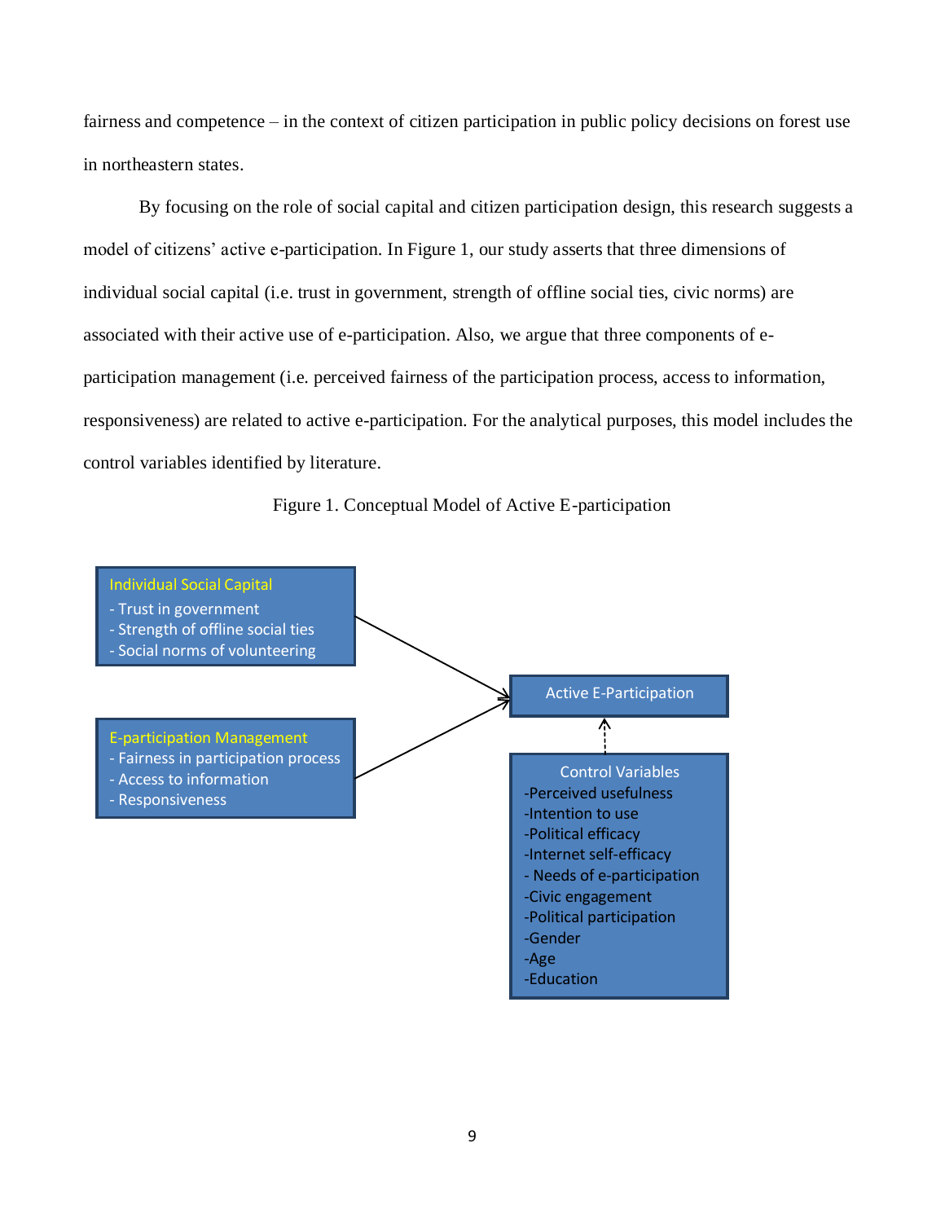fairness and competence – in the context of citizen participation in public policy decisions on forest use in northeastern states.

By focusing on the role of social capital and citizen participation design, this research suggests a model of citizens' active e-participation. In Figure 1, our study asserts that three dimensions of individual social capital (i.e. trust in government, strength of offline social ties, civic norms) are associated with their active use of e-participation. Also, we argue that three components of e-participation management (i.e. perceived fairness of the participation process, access to information, responsiveness) are related to active e-participation. For the analytical purposes, this model includes the control variables identified by literature.

Figure 1. Conceptual Model of Active E-participation

Individual Social Capital
- Trust in government
- Strength of offline social ties
- Social norms of volunteering

E-participation Management
- Fairness in participation process
- Access to information
- Responsiveness

Active E-Participation

Control Variables
-Perceived usefulness
-Intention to use
-Political efficacy
-Internet self-efficacy
- Needs of e-participation
-Civic engagement
-Political participation
-Gender
-Age
-Education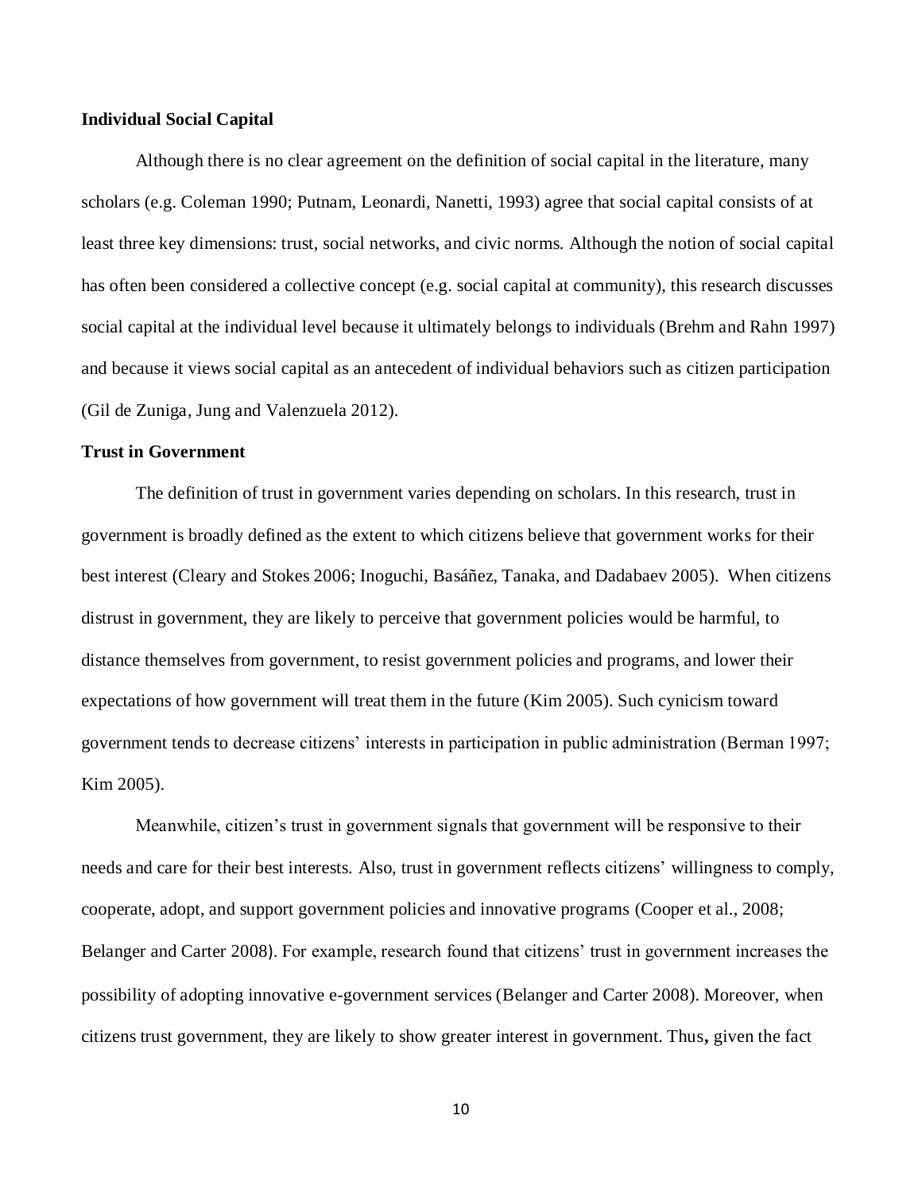**Individual Social Capital**

Although there is no clear agreement on the definition of social capital in the literature, many scholars (e.g. Coleman 1990; Putnam, Leonardi, Nanetti, 1993) agree that social capital consists of at least three key dimensions: trust, social networks, and civic norms. Although the notion of social capital has often been considered a collective concept (e.g. social capital at community), this research discusses social capital at the individual level because it ultimately belongs to individuals (Brehm and Rahn 1997) and because it views social capital as an antecedent of individual behaviors such as citizen participation (Gil de Zuniga, Jung and Valenzuela 2012).

**Trust in Government**

The definition of trust in government varies depending on scholars. In this research, trust in government is broadly defined as the extent to which citizens believe that government works for their best interest (Cleary and Stokes 2006; Inoguchi, Basáñez, Tanaka, and Dadabaev 2005). When citizens distrust in government, they are likely to perceive that government policies would be harmful, to distance themselves from government, to resist government policies and programs, and lower their expectations of how government will treat them in the future (Kim 2005). Such cynicism toward government tends to decrease citizens' interests in participation in public administration (Berman 1997; Kim 2005).

Meanwhile, citizen's trust in government signals that government will be responsive to their needs and care for their best interests. Also, trust in government reflects citizens' willingness to comply, cooperate, adopt, and support government policies and innovative programs (Cooper et al., 2008; Belanger and Carter 2008). For example, research found that citizens' trust in government increases the possibility of adopting innovative e-government services (Belanger and Carter 2008). Moreover, when citizens trust government, they are likely to show greater interest in government. Thus**,** given the fact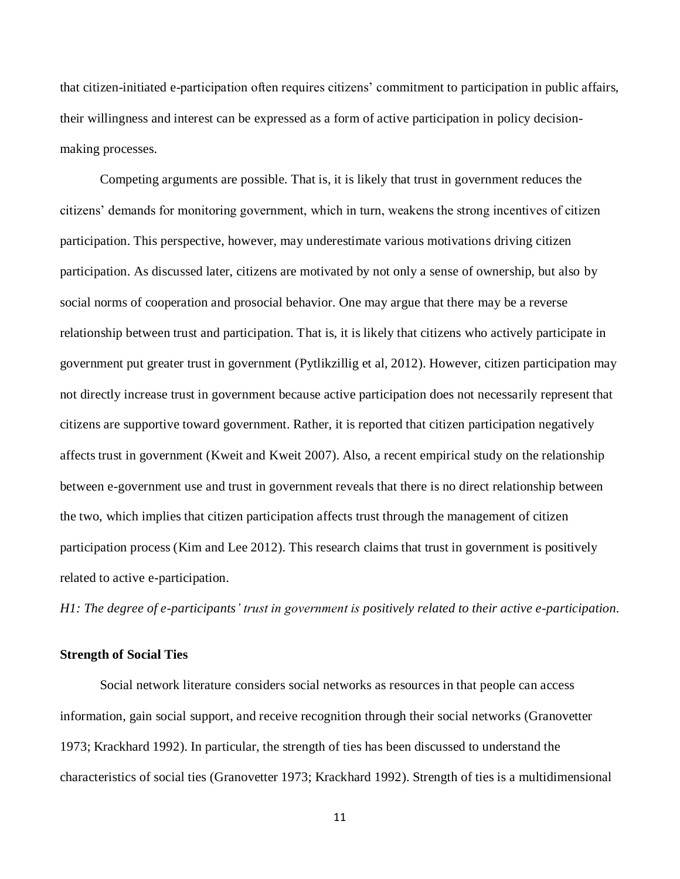that citizen-initiated e-participation often requires citizens' commitment to participation in public affairs, their willingness and interest can be expressed as a form of active participation in policy decision-making processes.

Competing arguments are possible. That is, it is likely that trust in government reduces the citizens' demands for monitoring government, which in turn, weakens the strong incentives of citizen participation. This perspective, however, may underestimate various motivations driving citizen participation. As discussed later, citizens are motivated by not only a sense of ownership, but also by social norms of cooperation and prosocial behavior. One may argue that there may be a reverse relationship between trust and participation. That is, it is likely that citizens who actively participate in government put greater trust in government (Pytlikzillig et al, 2012). However, citizen participation may not directly increase trust in government because active participation does not necessarily represent that citizens are supportive toward government. Rather, it is reported that citizen participation negatively affects trust in government (Kweit and Kweit 2007). Also, a recent empirical study on the relationship between e-government use and trust in government reveals that there is no direct relationship between the two, which implies that citizen participation affects trust through the management of citizen participation process (Kim and Lee 2012). This research claims that trust in government is positively related to active e-participation.

*H1: The degree of e-participants' trust in government is positively related to their active e-participation.*

**Strength of Social Ties**

Social network literature considers social networks as resources in that people can access information, gain social support, and receive recognition through their social networks (Granovetter 1973; Krackhard 1992). In particular, the strength of ties has been discussed to understand the characteristics of social ties (Granovetter 1973; Krackhard 1992). Strength of ties is a multidimensional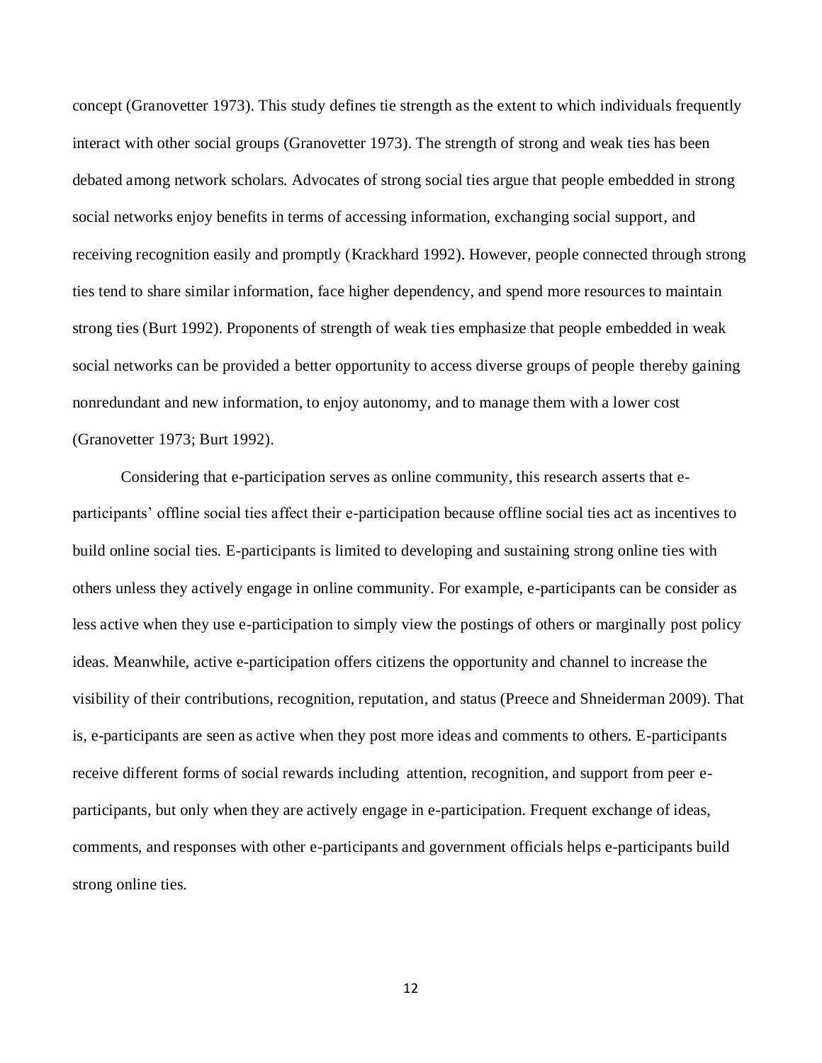concept (Granovetter 1973). This study defines tie strength as the extent to which individuals frequently interact with other social groups (Granovetter 1973). The strength of strong and weak ties has been debated among network scholars. Advocates of strong social ties argue that people embedded in strong social networks enjoy benefits in terms of accessing information, exchanging social support, and receiving recognition easily and promptly (Krackhard 1992). However, people connected through strong ties tend to share similar information, face higher dependency, and spend more resources to maintain strong ties (Burt 1992). Proponents of strength of weak ties emphasize that people embedded in weak social networks can be provided a better opportunity to access diverse groups of people thereby gaining nonredundant and new information, to enjoy autonomy, and to manage them with a lower cost (Granovetter 1973; Burt 1992).

Considering that e-participation serves as online community, this research asserts that e-participants' offline social ties affect their e-participation because offline social ties act as incentives to build online social ties. E-participants is limited to developing and sustaining strong online ties with others unless they actively engage in online community. For example, e-participants can be consider as less active when they use e-participation to simply view the postings of others or marginally post policy ideas. Meanwhile, active e-participation offers citizens the opportunity and channel to increase the visibility of their contributions, recognition, reputation, and status (Preece and Shneiderman 2009). That is, e-participants are seen as active when they post more ideas and comments to others. E-participants receive different forms of social rewards including attention, recognition, and support from peer e-participants, but only when they are actively engage in e-participation. Frequent exchange of ideas, comments, and responses with other e-participants and government officials helps e-participants build strong online ties.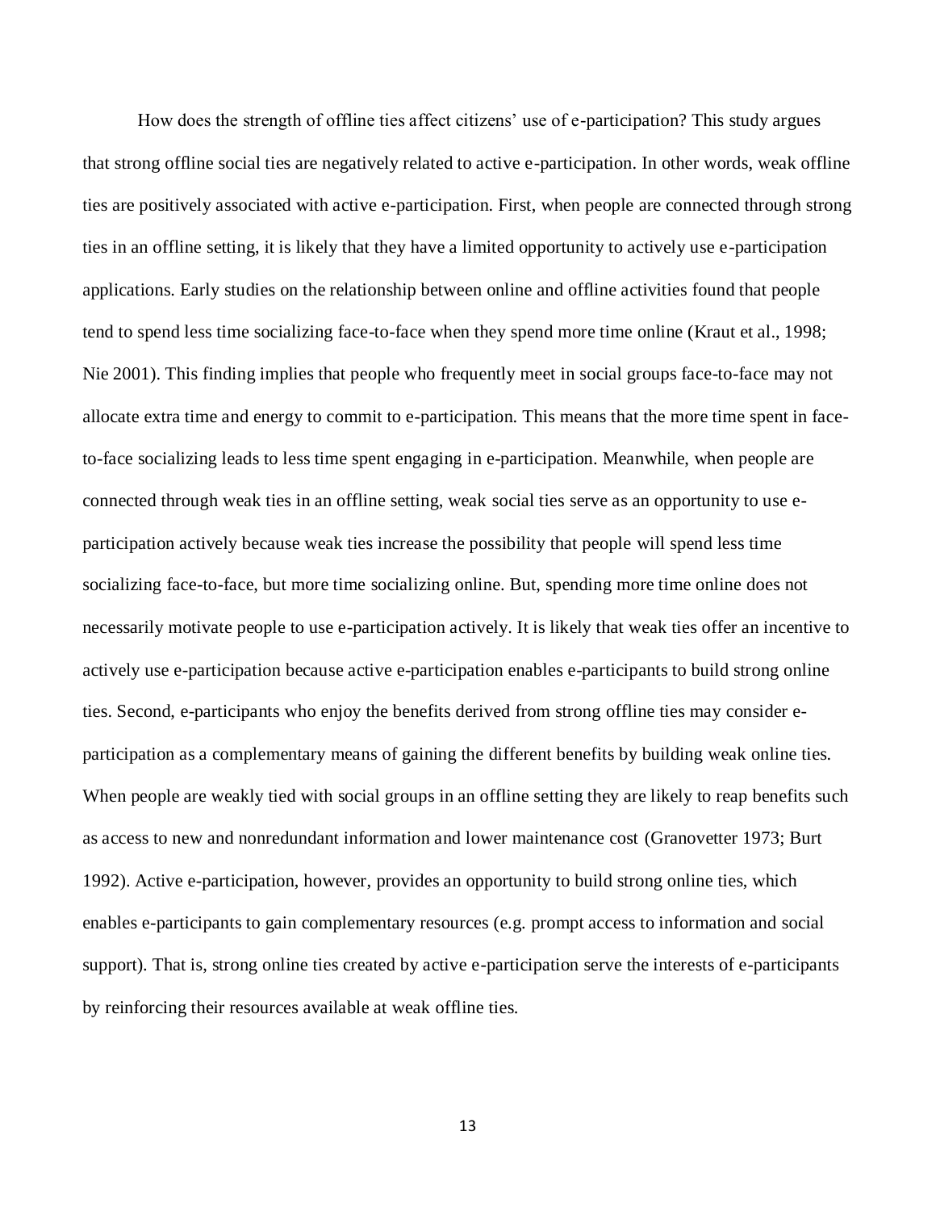How does the strength of offline ties affect citizens' use of e-participation? This study argues that strong offline social ties are negatively related to active e-participation. In other words, weak offline ties are positively associated with active e-participation. First, when people are connected through strong ties in an offline setting, it is likely that they have a limited opportunity to actively use e-participation applications. Early studies on the relationship between online and offline activities found that people tend to spend less time socializing face-to-face when they spend more time online (Kraut et al., 1998; Nie 2001). This finding implies that people who frequently meet in social groups face-to-face may not allocate extra time and energy to commit to e-participation. This means that the more time spent in face-to-face socializing leads to less time spent engaging in e-participation. Meanwhile, when people are connected through weak ties in an offline setting, weak social ties serve as an opportunity to use e-participation actively because weak ties increase the possibility that people will spend less time socializing face-to-face, but more time socializing online. But, spending more time online does not necessarily motivate people to use e-participation actively. It is likely that weak ties offer an incentive to actively use e-participation because active e-participation enables e-participants to build strong online ties. Second, e-participants who enjoy the benefits derived from strong offline ties may consider e-participation as a complementary means of gaining the different benefits by building weak online ties. When people are weakly tied with social groups in an offline setting they are likely to reap benefits such as access to new and nonredundant information and lower maintenance cost (Granovetter 1973; Burt 1992). Active e-participation, however, provides an opportunity to build strong online ties, which enables e-participants to gain complementary resources (e.g. prompt access to information and social support). That is, strong online ties created by active e-participation serve the interests of e-participants by reinforcing their resources available at weak offline ties.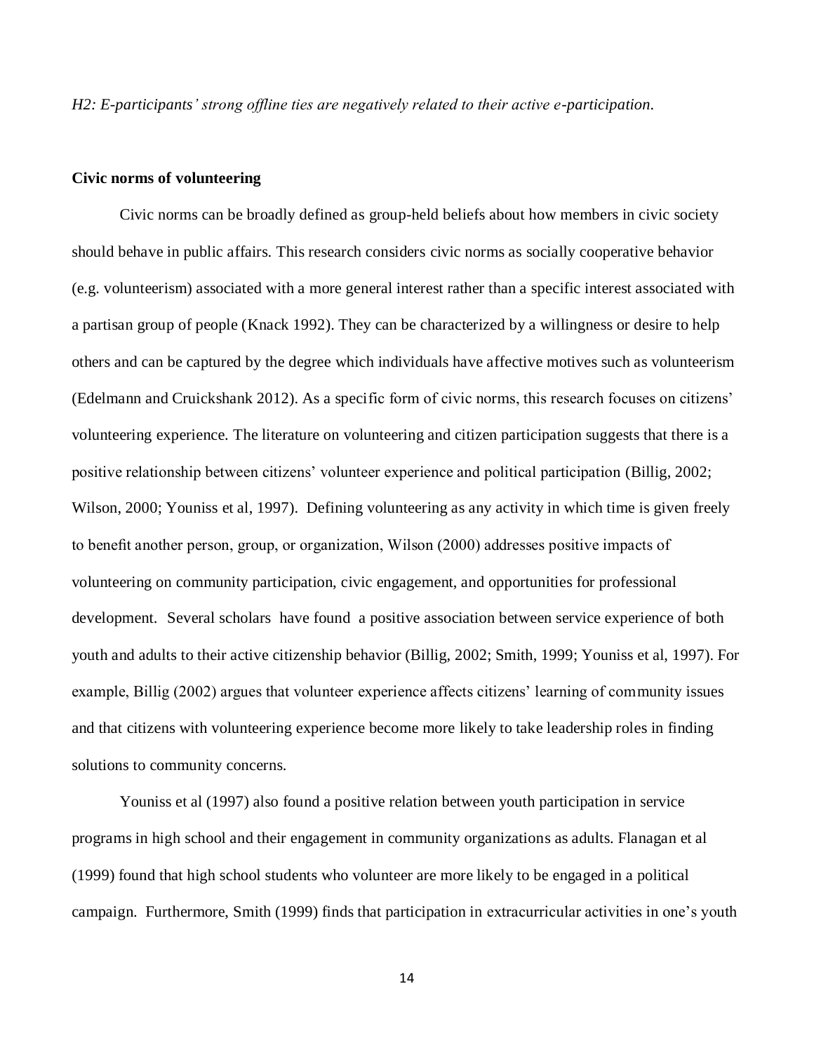*H2: E-participants' strong offline ties are negatively related to their active e-participation.*

**Civic norms of volunteering**

Civic norms can be broadly defined as group-held beliefs about how members in civic society should behave in public affairs. This research considers civic norms as socially cooperative behavior (e.g. volunteerism) associated with a more general interest rather than a specific interest associated with a partisan group of people (Knack 1992). They can be characterized by a willingness or desire to help others and can be captured by the degree which individuals have affective motives such as volunteerism (Edelmann and Cruickshank 2012). As a specific form of civic norms, this research focuses on citizens' volunteering experience. The literature on volunteering and citizen participation suggests that there is a positive relationship between citizens' volunteer experience and political participation (Billig, 2002; Wilson, 2000; Youniss et al, 1997). Defining volunteering as any activity in which time is given freely to benefit another person, group, or organization, Wilson (2000) addresses positive impacts of volunteering on community participation, civic engagement, and opportunities for professional development. Several scholars have found a positive association between service experience of both youth and adults to their active citizenship behavior (Billig, 2002; Smith, 1999; Youniss et al, 1997). For example, Billig (2002) argues that volunteer experience affects citizens' learning of community issues and that citizens with volunteering experience become more likely to take leadership roles in finding solutions to community concerns.

Youniss et al (1997) also found a positive relation between youth participation in service programs in high school and their engagement in community organizations as adults. Flanagan et al (1999) found that high school students who volunteer are more likely to be engaged in a political campaign. Furthermore, Smith (1999) finds that participation in extracurricular activities in one's youth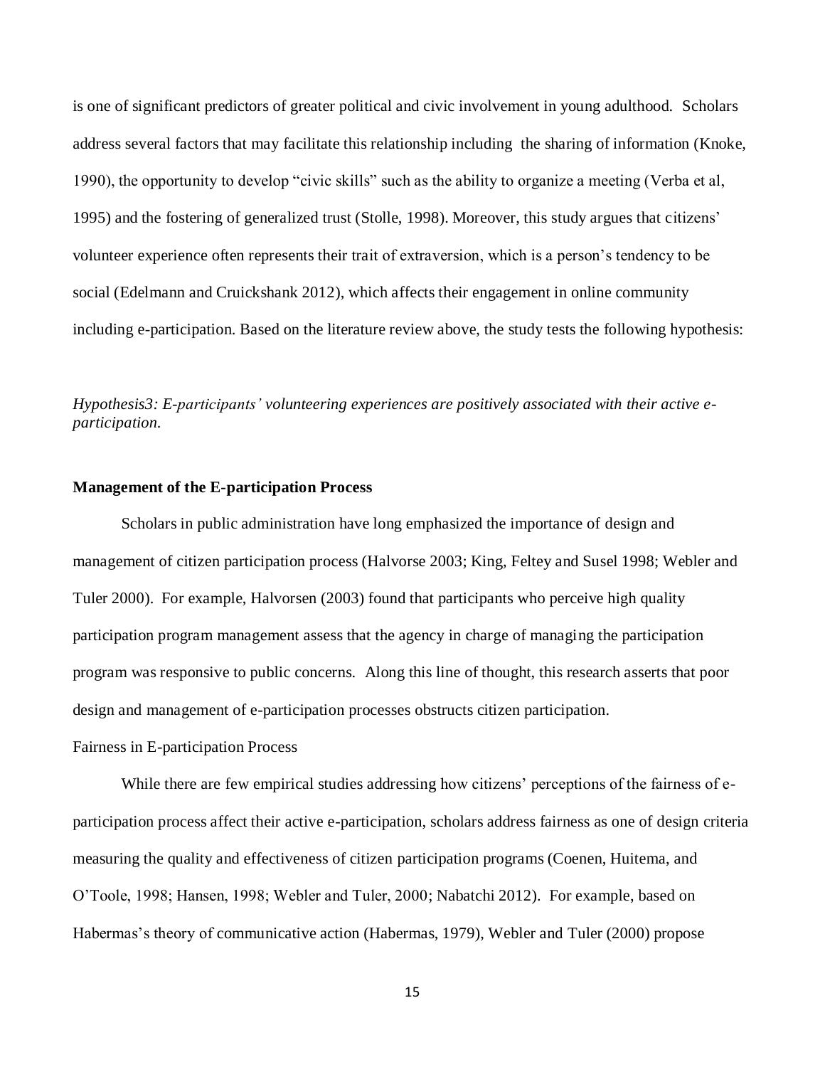is one of significant predictors of greater political and civic involvement in young adulthood. Scholars address several factors that may facilitate this relationship including the sharing of information (Knoke, 1990), the opportunity to develop "civic skills" such as the ability to organize a meeting (Verba et al, 1995) and the fostering of generalized trust (Stolle, 1998). Moreover, this study argues that citizens' volunteer experience often represents their trait of extraversion, which is a person's tendency to be social (Edelmann and Cruickshank 2012), which affects their engagement in online community including e-participation. Based on the literature review above, the study tests the following hypothesis:

*Hypothesis3: E-participants' volunteering experiences are positively associated with their active e-participation.*

**Management of the E-participation Process**

Scholars in public administration have long emphasized the importance of design and management of citizen participation process (Halvorse 2003; King, Feltey and Susel 1998; Webler and Tuler 2000). For example, Halvorsen (2003) found that participants who perceive high quality participation program management assess that the agency in charge of managing the participation program was responsive to public concerns. Along this line of thought, this research asserts that poor design and management of e-participation processes obstructs citizen participation.

Fairness in E-participation Process

While there are few empirical studies addressing how citizens' perceptions of the fairness of e-participation process affect their active e-participation, scholars address fairness as one of design criteria measuring the quality and effectiveness of citizen participation programs (Coenen, Huitema, and O'Toole, 1998; Hansen, 1998; Webler and Tuler, 2000; Nabatchi 2012). For example, based on Habermas's theory of communicative action (Habermas, 1979), Webler and Tuler (2000) propose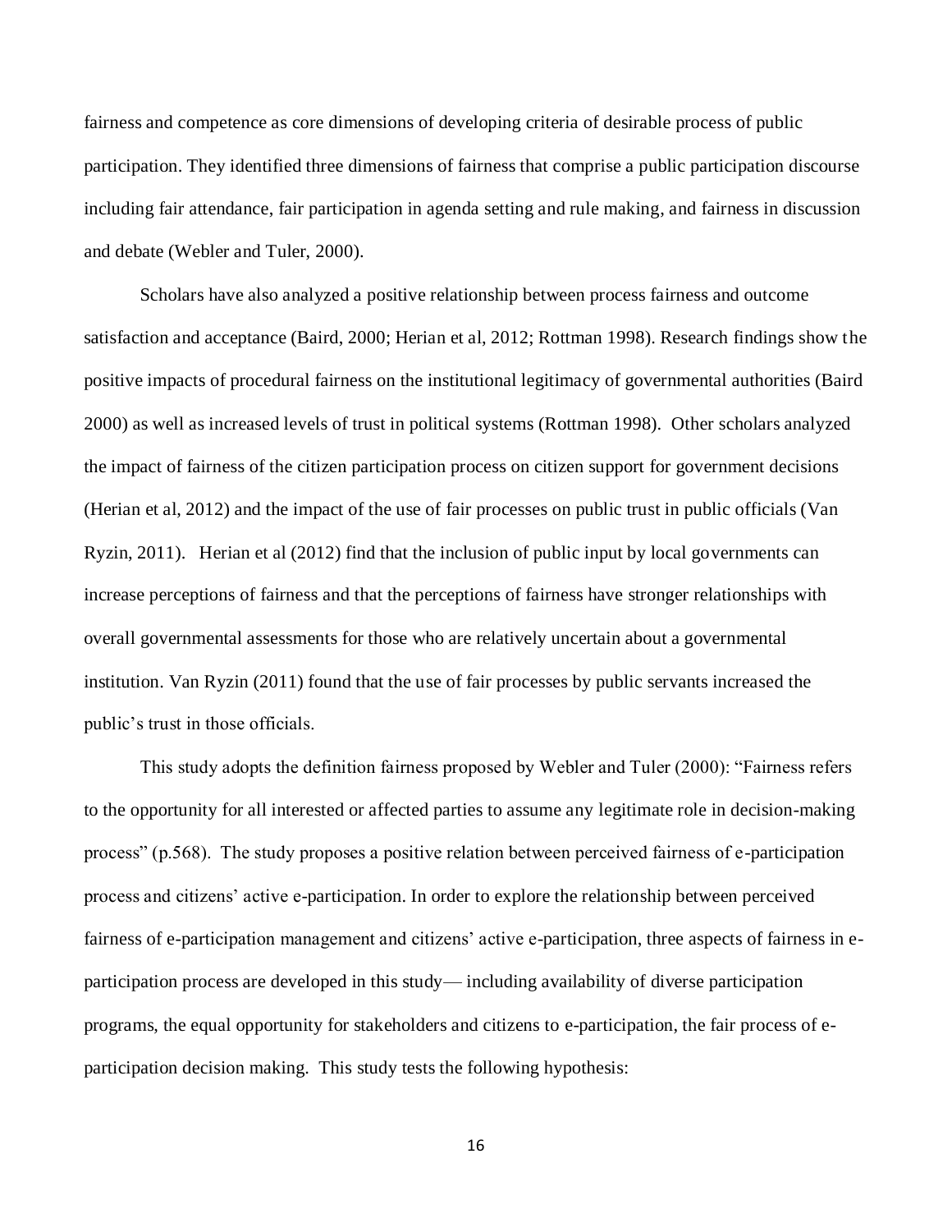fairness and competence as core dimensions of developing criteria of desirable process of public participation. They identified three dimensions of fairness that comprise a public participation discourse including fair attendance, fair participation in agenda setting and rule making, and fairness in discussion and debate (Webler and Tuler, 2000).

Scholars have also analyzed a positive relationship between process fairness and outcome satisfaction and acceptance (Baird, 2000; Herian et al, 2012; Rottman 1998). Research findings show the positive impacts of procedural fairness on the institutional legitimacy of governmental authorities (Baird 2000) as well as increased levels of trust in political systems (Rottman 1998). Other scholars analyzed the impact of fairness of the citizen participation process on citizen support for government decisions (Herian et al, 2012) and the impact of the use of fair processes on public trust in public officials (Van Ryzin, 2011). Herian et al (2012) find that the inclusion of public input by local governments can increase perceptions of fairness and that the perceptions of fairness have stronger relationships with overall governmental assessments for those who are relatively uncertain about a governmental institution. Van Ryzin (2011) found that the use of fair processes by public servants increased the public's trust in those officials.

This study adopts the definition fairness proposed by Webler and Tuler (2000): "Fairness refers to the opportunity for all interested or affected parties to assume any legitimate role in decision-making process" (p.568). The study proposes a positive relation between perceived fairness of e-participation process and citizens' active e-participation. In order to explore the relationship between perceived fairness of e-participation management and citizens' active e-participation, three aspects of fairness in e-participation process are developed in this study— including availability of diverse participation programs, the equal opportunity for stakeholders and citizens to e-participation, the fair process of e-participation decision making. This study tests the following hypothesis: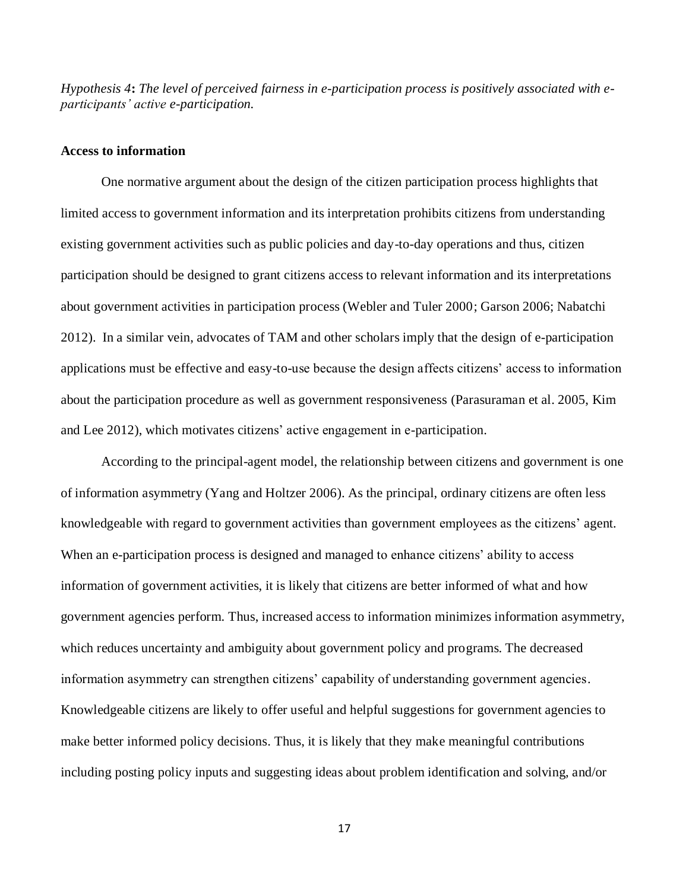*Hypothesis 4*: *The level of perceived fairness in e-participation process is positively associated with e-participants' active e-participation.*

**Access to information**

One normative argument about the design of the citizen participation process highlights that limited access to government information and its interpretation prohibits citizens from understanding existing government activities such as public policies and day-to-day operations and thus, citizen participation should be designed to grant citizens access to relevant information and its interpretations about government activities in participation process (Webler and Tuler 2000; Garson 2006; Nabatchi 2012). In a similar vein, advocates of TAM and other scholars imply that the design of e-participation applications must be effective and easy-to-use because the design affects citizens' access to information about the participation procedure as well as government responsiveness (Parasuraman et al. 2005, Kim and Lee 2012), which motivates citizens' active engagement in e-participation.

According to the principal-agent model, the relationship between citizens and government is one of information asymmetry (Yang and Holtzer 2006). As the principal, ordinary citizens are often less knowledgeable with regard to government activities than government employees as the citizens' agent. When an e-participation process is designed and managed to enhance citizens' ability to access information of government activities, it is likely that citizens are better informed of what and how government agencies perform. Thus, increased access to information minimizes information asymmetry, which reduces uncertainty and ambiguity about government policy and programs. The decreased information asymmetry can strengthen citizens' capability of understanding government agencies. Knowledgeable citizens are likely to offer useful and helpful suggestions for government agencies to make better informed policy decisions. Thus, it is likely that they make meaningful contributions including posting policy inputs and suggesting ideas about problem identification and solving, and/or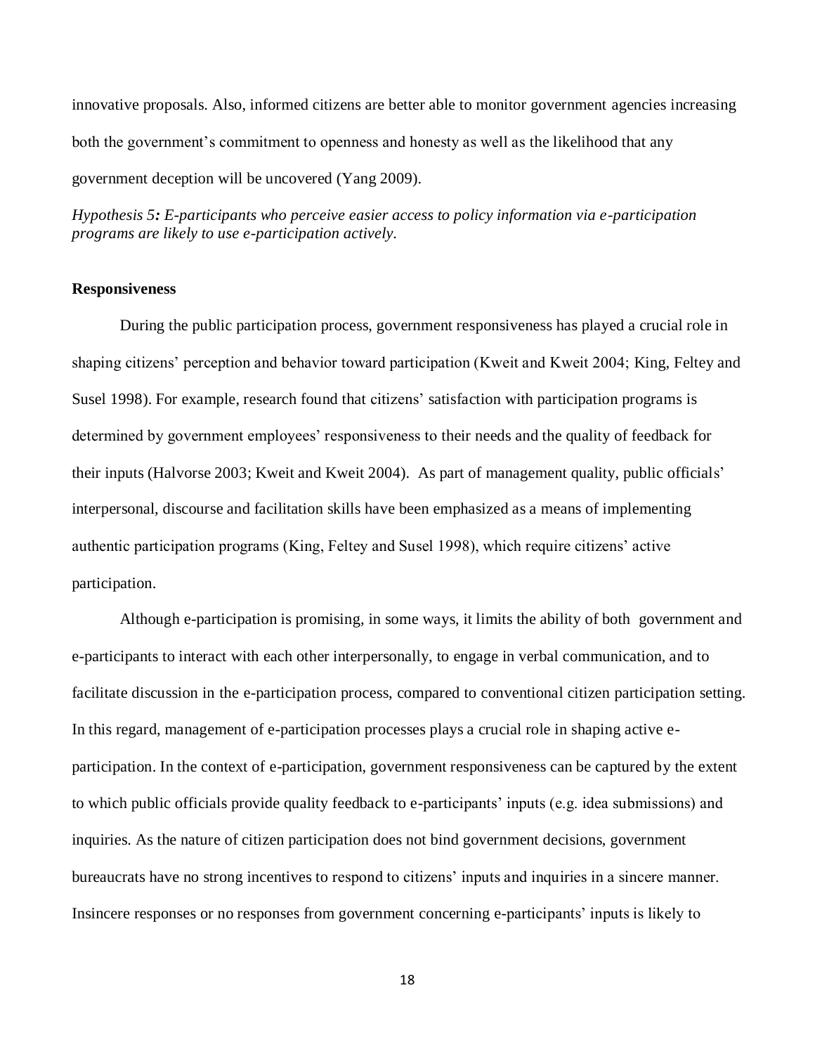innovative proposals. Also, informed citizens are better able to monitor government agencies increasing both the government's commitment to openness and honesty as well as the likelihood that any government deception will be uncovered (Yang 2009).

*Hypothesis 5: E-participants who perceive easier access to policy information via e-participation programs are likely to use e-participation actively.*

**Responsiveness**

During the public participation process, government responsiveness has played a crucial role in shaping citizens' perception and behavior toward participation (Kweit and Kweit 2004; King, Feltey and Susel 1998). For example, research found that citizens' satisfaction with participation programs is determined by government employees' responsiveness to their needs and the quality of feedback for their inputs (Halvorse 2003; Kweit and Kweit 2004). As part of management quality, public officials' interpersonal, discourse and facilitation skills have been emphasized as a means of implementing authentic participation programs (King, Feltey and Susel 1998), which require citizens' active participation.

Although e-participation is promising, in some ways, it limits the ability of both government and e-participants to interact with each other interpersonally, to engage in verbal communication, and to facilitate discussion in the e-participation process, compared to conventional citizen participation setting. In this regard, management of e-participation processes plays a crucial role in shaping active e-participation. In the context of e-participation, government responsiveness can be captured by the extent to which public officials provide quality feedback to e-participants' inputs (e.g. idea submissions) and inquiries. As the nature of citizen participation does not bind government decisions, government bureaucrats have no strong incentives to respond to citizens' inputs and inquiries in a sincere manner. Insincere responses or no responses from government concerning e-participants' inputs is likely to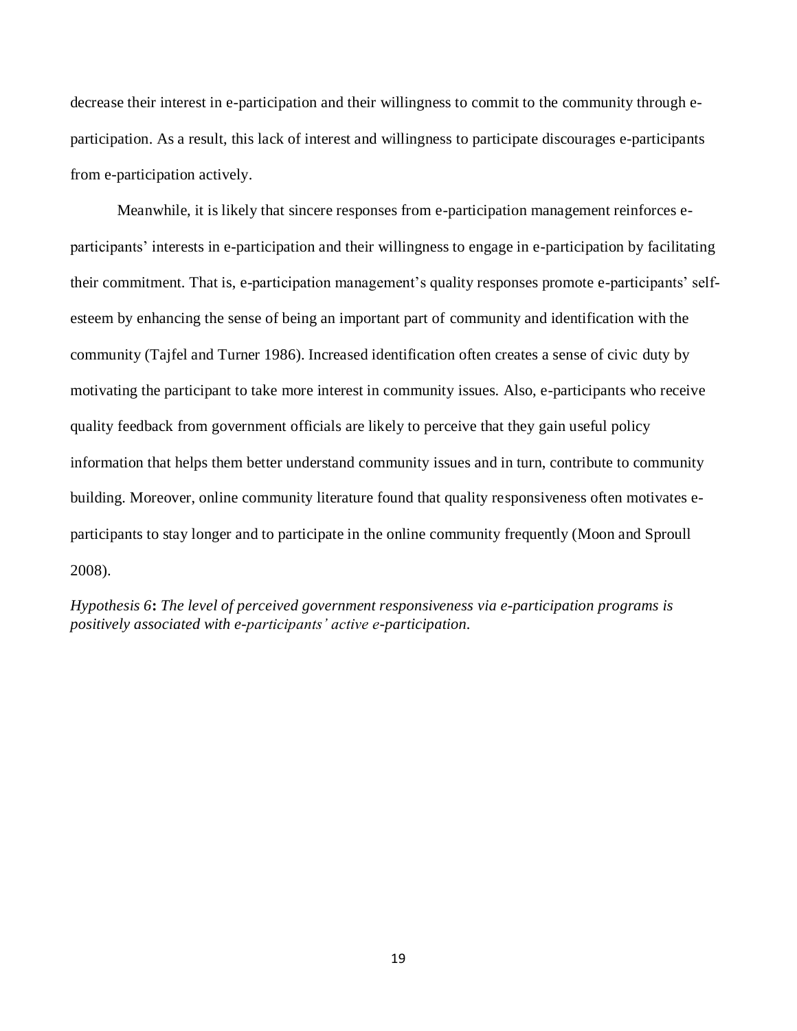decrease their interest in e-participation and their willingness to commit to the community through e-participation. As a result, this lack of interest and willingness to participate discourages e-participants from e-participation actively.

Meanwhile, it is likely that sincere responses from e-participation management reinforces e-participants' interests in e-participation and their willingness to engage in e-participation by facilitating their commitment. That is, e-participation management's quality responses promote e-participants' self-esteem by enhancing the sense of being an important part of community and identification with the community (Tajfel and Turner 1986). Increased identification often creates a sense of civic duty by motivating the participant to take more interest in community issues. Also, e-participants who receive quality feedback from government officials are likely to perceive that they gain useful policy information that helps them better understand community issues and in turn, contribute to community building. Moreover, online community literature found that quality responsiveness often motivates e-participants to stay longer and to participate in the online community frequently (Moon and Sproull 2008).

*Hypothesis 6***:** *The level of perceived government responsiveness via e-participation programs is positively associated with e-participants' active e-participation.*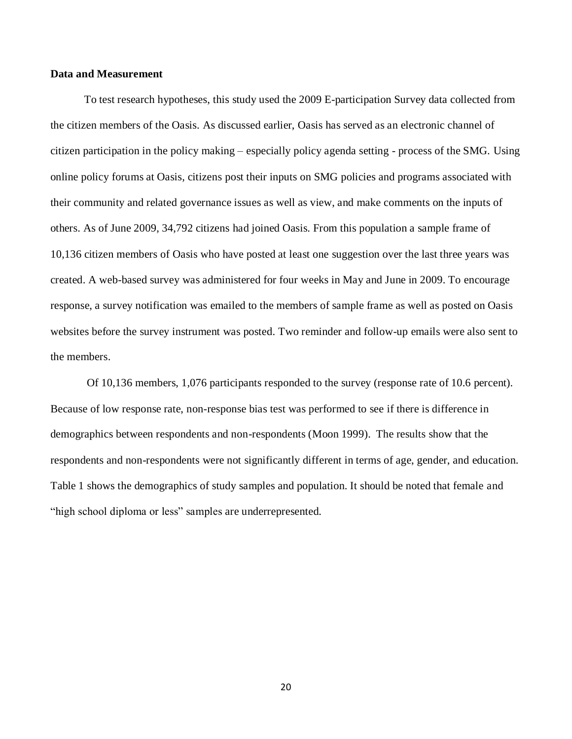**Data and Measurement**

To test research hypotheses, this study used the 2009 E-participation Survey data collected from the citizen members of the Oasis. As discussed earlier, Oasis has served as an electronic channel of citizen participation in the policy making – especially policy agenda setting - process of the SMG. Using online policy forums at Oasis, citizens post their inputs on SMG policies and programs associated with their community and related governance issues as well as view, and make comments on the inputs of others. As of June 2009, 34,792 citizens had joined Oasis. From this population a sample frame of 10,136 citizen members of Oasis who have posted at least one suggestion over the last three years was created. A web-based survey was administered for four weeks in May and June in 2009. To encourage response, a survey notification was emailed to the members of sample frame as well as posted on Oasis websites before the survey instrument was posted. Two reminder and follow-up emails were also sent to the members.

Of 10,136 members, 1,076 participants responded to the survey (response rate of 10.6 percent). Because of low response rate, non-response bias test was performed to see if there is difference in demographics between respondents and non-respondents (Moon 1999). The results show that the respondents and non-respondents were not significantly different in terms of age, gender, and education. Table 1 shows the demographics of study samples and population. It should be noted that female and "high school diploma or less" samples are underrepresented.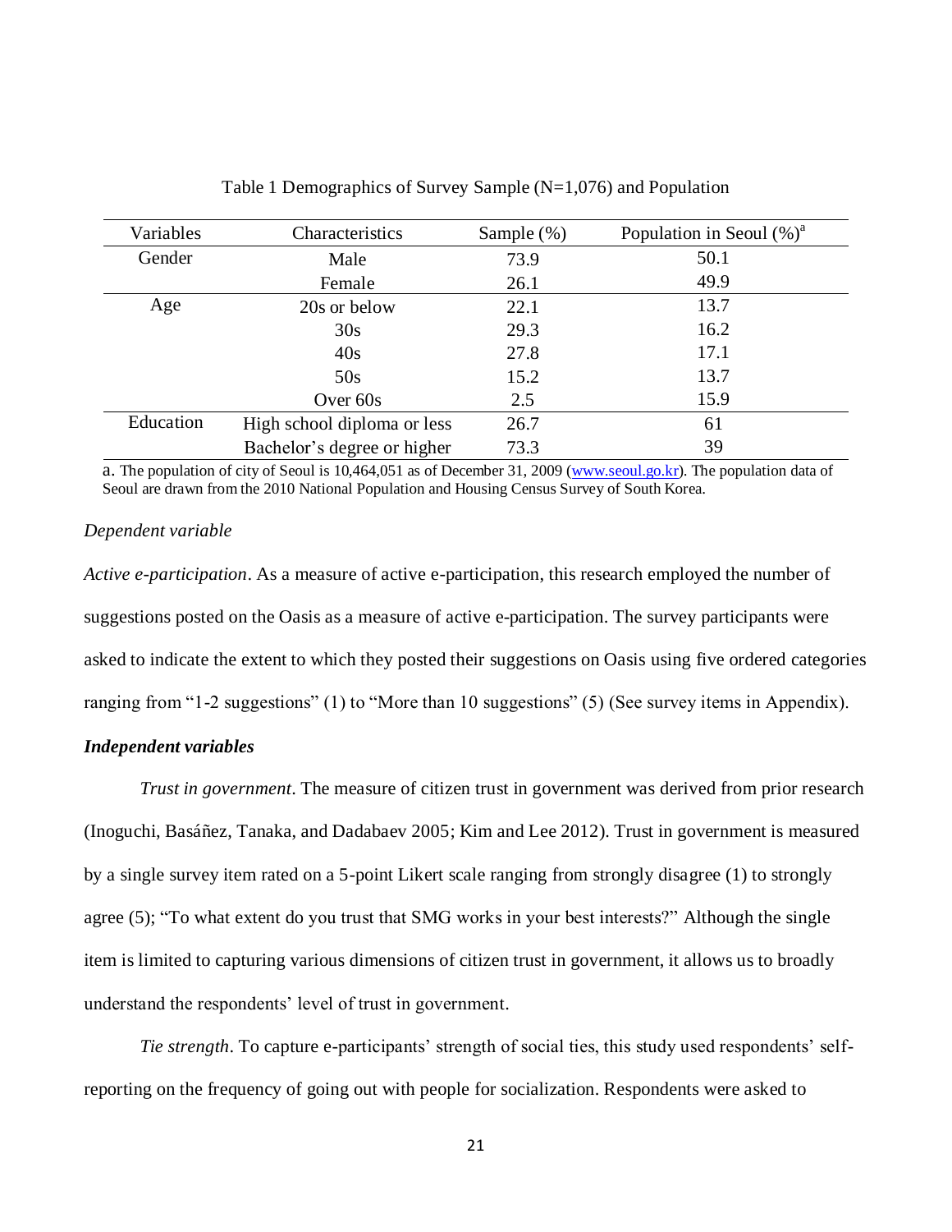Table 1 Demographics of Survey Sample (N=1,076) and Population

| Variables | Characteristics | Sample (%) | Population in Seoul (%)[a] |
|---|---|---|---|
| Gender | Male | 73.9 | 50.1 |
| | Female | 26.1 | 49.9 |
| Age | 20s or below | 22.1 | 13.7 |
| | 30s | 29.3 | 16.2 |
| | 40s | 27.8 | 17.1 |
| | 50s | 15.2 | 13.7 |
| | Over 60s | 2.5 | 15.9 |
| Education | High school diploma or less | 26.7 | 61 |
| | Bachelor's degree or higher | 73.3 | 39 |

a. The population of city of Seoul is 10,464,051 as of December 31, 2009 (www.seoul.go.kr). The population data of Seoul are drawn from the 2010 National Population and Housing Census Survey of South Korea.

*Dependent variable*

*Active e-participation*. As a measure of active e-participation, this research employed the number of suggestions posted on the Oasis as a measure of active e-participation. The survey participants were asked to indicate the extent to which they posted their suggestions on Oasis using five ordered categories ranging from "1-2 suggestions" (1) to "More than 10 suggestions" (5) (See survey items in Appendix).

***Independent variables***

*Trust in government*. The measure of citizen trust in government was derived from prior research (Inoguchi, Basáñez, Tanaka, and Dadabaev 2005; Kim and Lee 2012). Trust in government is measured by a single survey item rated on a 5-point Likert scale ranging from strongly disagree (1) to strongly agree (5); "To what extent do you trust that SMG works in your best interests?" Although the single item is limited to capturing various dimensions of citizen trust in government, it allows us to broadly understand the respondents' level of trust in government.

*Tie strength*. To capture e-participants' strength of social ties, this study used respondents' self-reporting on the frequency of going out with people for socialization. Respondents were asked to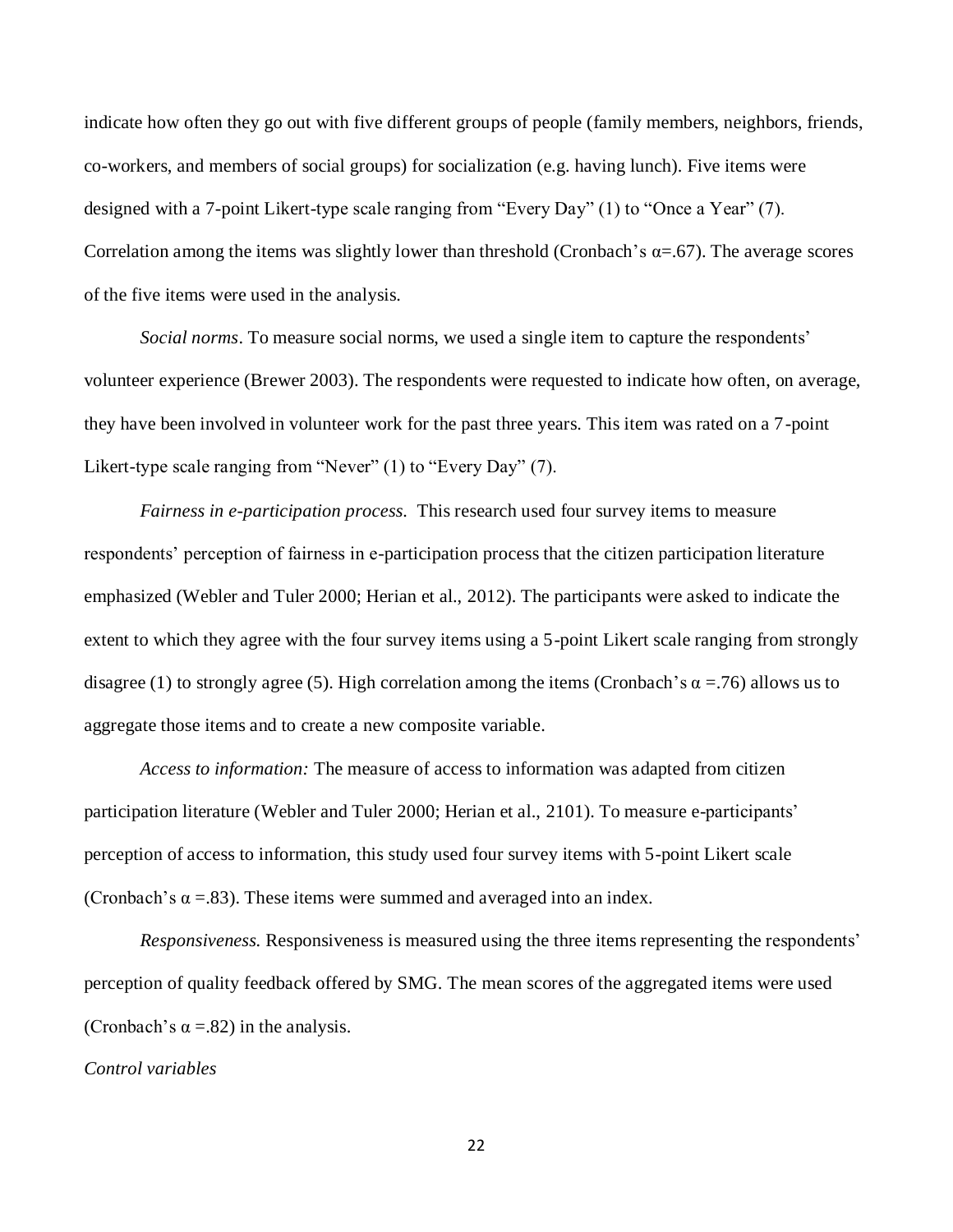indicate how often they go out with five different groups of people (family members, neighbors, friends, co-workers, and members of social groups) for socialization (e.g. having lunch). Five items were designed with a 7-point Likert-type scale ranging from "Every Day" (1) to "Once a Year" (7). Correlation among the items was slightly lower than threshold (Cronbach's $\alpha$=.67). The average scores of the five items were used in the analysis.

*Social norms*. To measure social norms, we used a single item to capture the respondents' volunteer experience (Brewer 2003). The respondents were requested to indicate how often, on average, they have been involved in volunteer work for the past three years. This item was rated on a 7-point Likert-type scale ranging from "Never" (1) to "Every Day" (7).

*Fairness in e-participation process.* This research used four survey items to measure respondents' perception of fairness in e-participation process that the citizen participation literature emphasized (Webler and Tuler 2000; Herian et al., 2012). The participants were asked to indicate the extent to which they agree with the four survey items using a 5-point Likert scale ranging from strongly disagree (1) to strongly agree (5). High correlation among the items (Cronbach's $\alpha$ =.76) allows us to aggregate those items and to create a new composite variable.

*Access to information:* The measure of access to information was adapted from citizen participation literature (Webler and Tuler 2000; Herian et al., 2101). To measure e-participants' perception of access to information, this study used four survey items with 5-point Likert scale (Cronbach's $\alpha$ =.83). These items were summed and averaged into an index.

*Responsiveness.* Responsiveness is measured using the three items representing the respondents' perception of quality feedback offered by SMG. The mean scores of the aggregated items were used (Cronbach's $\alpha$ =.82) in the analysis.

*Control variables*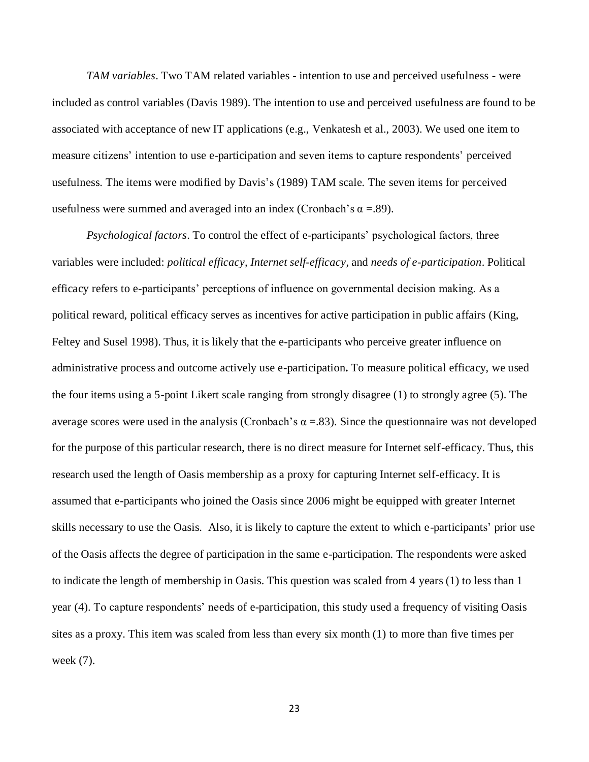*TAM variables*. Two TAM related variables - intention to use and perceived usefulness - were included as control variables (Davis 1989). The intention to use and perceived usefulness are found to be associated with acceptance of new IT applications (e.g., Venkatesh et al., 2003). We used one item to measure citizens' intention to use e-participation and seven items to capture respondents' perceived usefulness. The items were modified by Davis's (1989) TAM scale. The seven items for perceived usefulness were summed and averaged into an index (Cronbach's $\alpha$ =.89).

*Psychological factors*. To control the effect of e-participants' psychological factors, three variables were included: *political efficacy, Internet self-efficacy,* and *needs of e-participation*. Political efficacy refers to e-participants' perceptions of influence on governmental decision making. As a political reward, political efficacy serves as incentives for active participation in public affairs (King, Feltey and Susel 1998). Thus, it is likely that the e-participants who perceive greater influence on administrative process and outcome actively use e-participation**.** To measure political efficacy, we used the four items using a 5-point Likert scale ranging from strongly disagree (1) to strongly agree (5). The average scores were used in the analysis (Cronbach's $\alpha$ =.83). Since the questionnaire was not developed for the purpose of this particular research, there is no direct measure for Internet self-efficacy. Thus, this research used the length of Oasis membership as a proxy for capturing Internet self-efficacy. It is assumed that e-participants who joined the Oasis since 2006 might be equipped with greater Internet skills necessary to use the Oasis. Also, it is likely to capture the extent to which e-participants' prior use of the Oasis affects the degree of participation in the same e-participation. The respondents were asked to indicate the length of membership in Oasis. This question was scaled from 4 years (1) to less than 1 year (4). To capture respondents' needs of e-participation, this study used a frequency of visiting Oasis sites as a proxy. This item was scaled from less than every six month (1) to more than five times per week (7).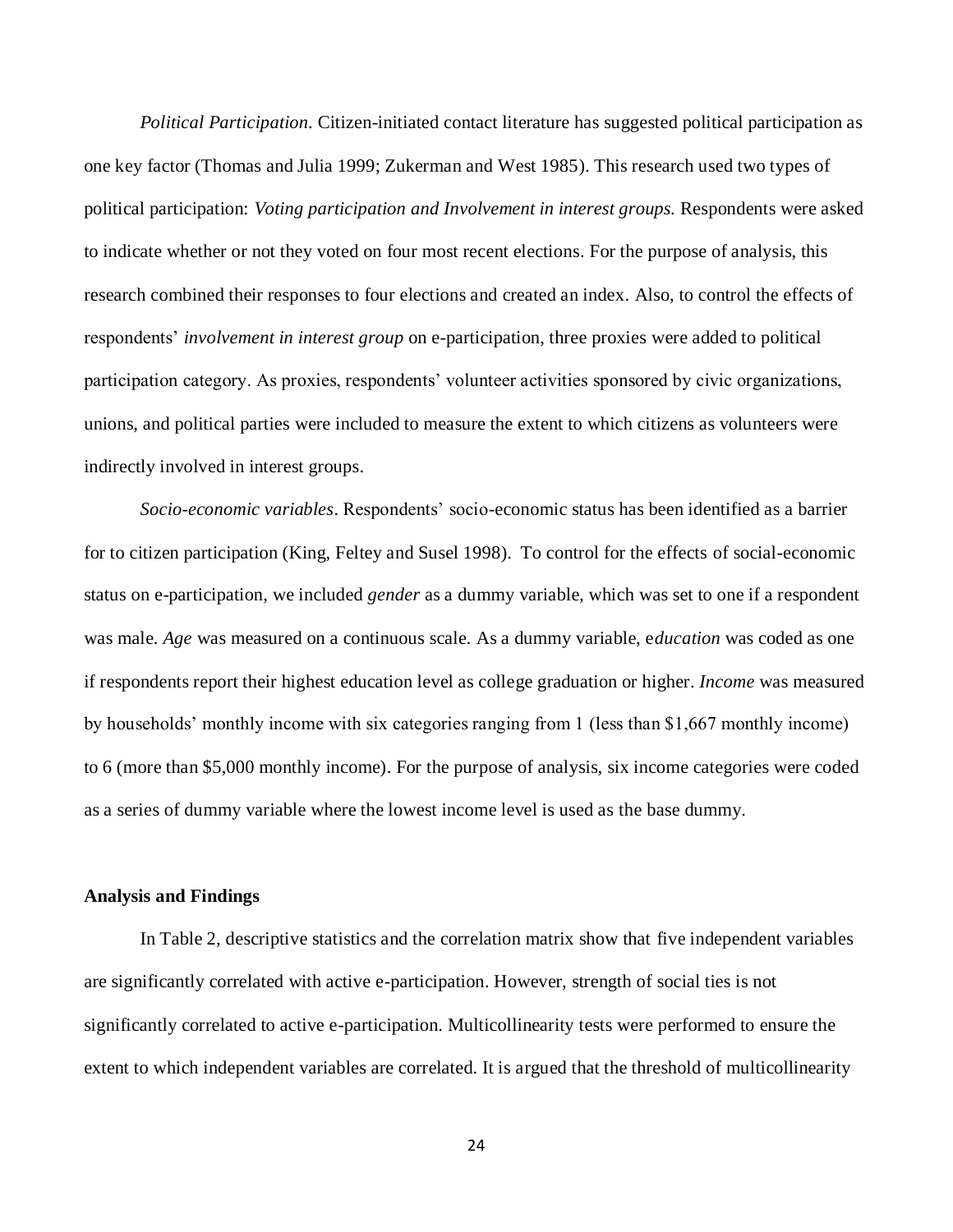*Political Participation.* Citizen-initiated contact literature has suggested political participation as one key factor (Thomas and Julia 1999; Zukerman and West 1985). This research used two types of political participation: *Voting participation and Involvement in interest groups.* Respondents were asked to indicate whether or not they voted on four most recent elections. For the purpose of analysis, this research combined their responses to four elections and created an index. Also, to control the effects of respondents' *involvement in interest group* on e-participation, three proxies were added to political participation category. As proxies, respondents' volunteer activities sponsored by civic organizations, unions, and political parties were included to measure the extent to which citizens as volunteers were indirectly involved in interest groups.

*Socio-economic variables*. Respondents' socio-economic status has been identified as a barrier for to citizen participation (King, Feltey and Susel 1998). To control for the effects of social-economic status on e-participation, we included *gender* as a dummy variable, which was set to one if a respondent was male. *Age* was measured on a continuous scale. As a dummy variable, e*ducation* was coded as one if respondents report their highest education level as college graduation or higher. *Income* was measured by households' monthly income with six categories ranging from 1 (less than $1,667 monthly income) to 6 (more than $5,000 monthly income). For the purpose of analysis, six income categories were coded as a series of dummy variable where the lowest income level is used as the base dummy.

## Analysis and Findings

In Table 2, descriptive statistics and the correlation matrix show that five independent variables are significantly correlated with active e-participation. However, strength of social ties is not significantly correlated to active e-participation. Multicollinearity tests were performed to ensure the extent to which independent variables are correlated. It is argued that the threshold of multicollinearity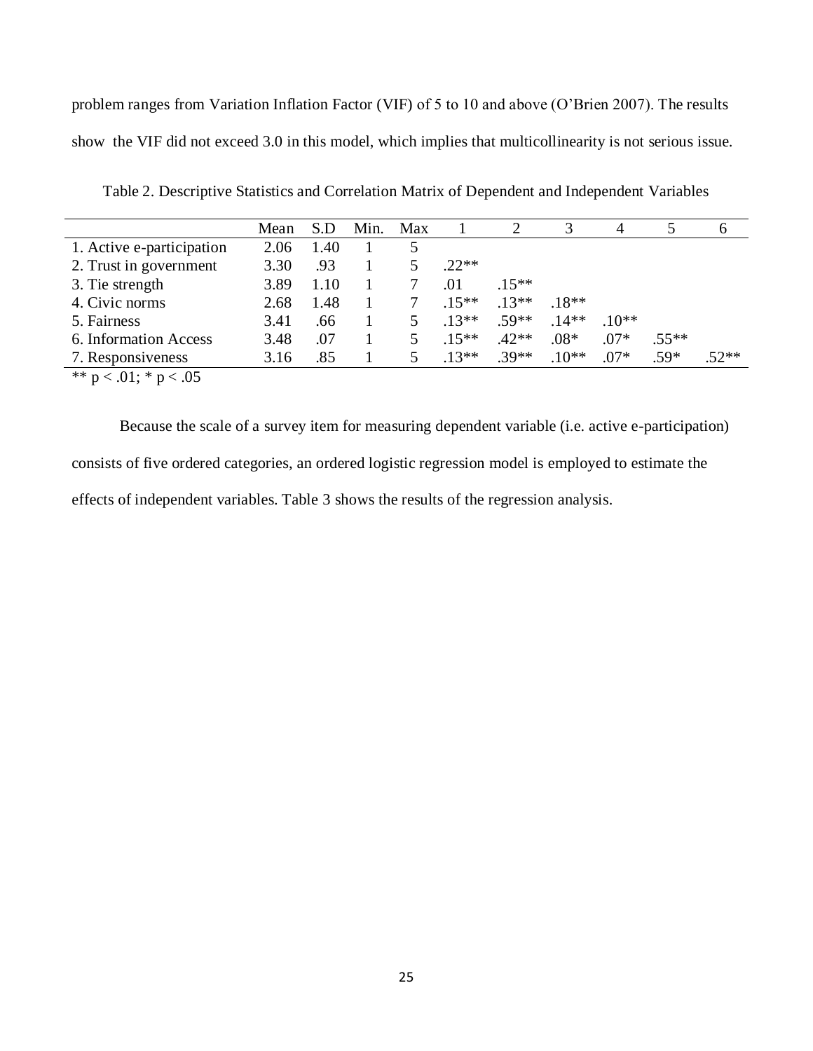problem ranges from Variation Inflation Factor (VIF) of 5 to 10 and above (O'Brien 2007). The results show the VIF did not exceed 3.0 in this model, which implies that multicollinearity is not serious issue.

Table 2. Descriptive Statistics and Correlation Matrix of Dependent and Independent Variables

| | Mean | S.D | Min. | Max | 1 | 2 | 3 | 4 | 5 | 6 |
|---|---|---|---|---|---|---|---|---|---|---|
| 1. Active e-participation | 2.06 | 1.40 | 1 | 5 | | | | | | |
| 2. Trust in government | 3.30 | .93 | 1 | 5 | .22** | | | | | |
| 3. Tie strength | 3.89 | 1.10 | 1 | 7 | .01 | .15** | | | | |
| 4. Civic norms | 2.68 | 1.48 | 1 | 7 | .15** | .13** | .18** | | | |
| 5. Fairness | 3.41 | .66 | 1 | 5 | .13** | .59** | .14** | .10** | | |
| 6. Information Access | 3.48 | .07 | 1 | 5 | .15** | .42** | .08* | .07* | .55** | |
| 7. Responsiveness | 3.16 | .85 | 1 | 5 | .13** | .39** | .10** | .07* | .59* | .52** |

** $p < .01$; * $p < .05$

Because the scale of a survey item for measuring dependent variable (i.e. active e-participation) consists of five ordered categories, an ordered logistic regression model is employed to estimate the effects of independent variables. Table 3 shows the results of the regression analysis.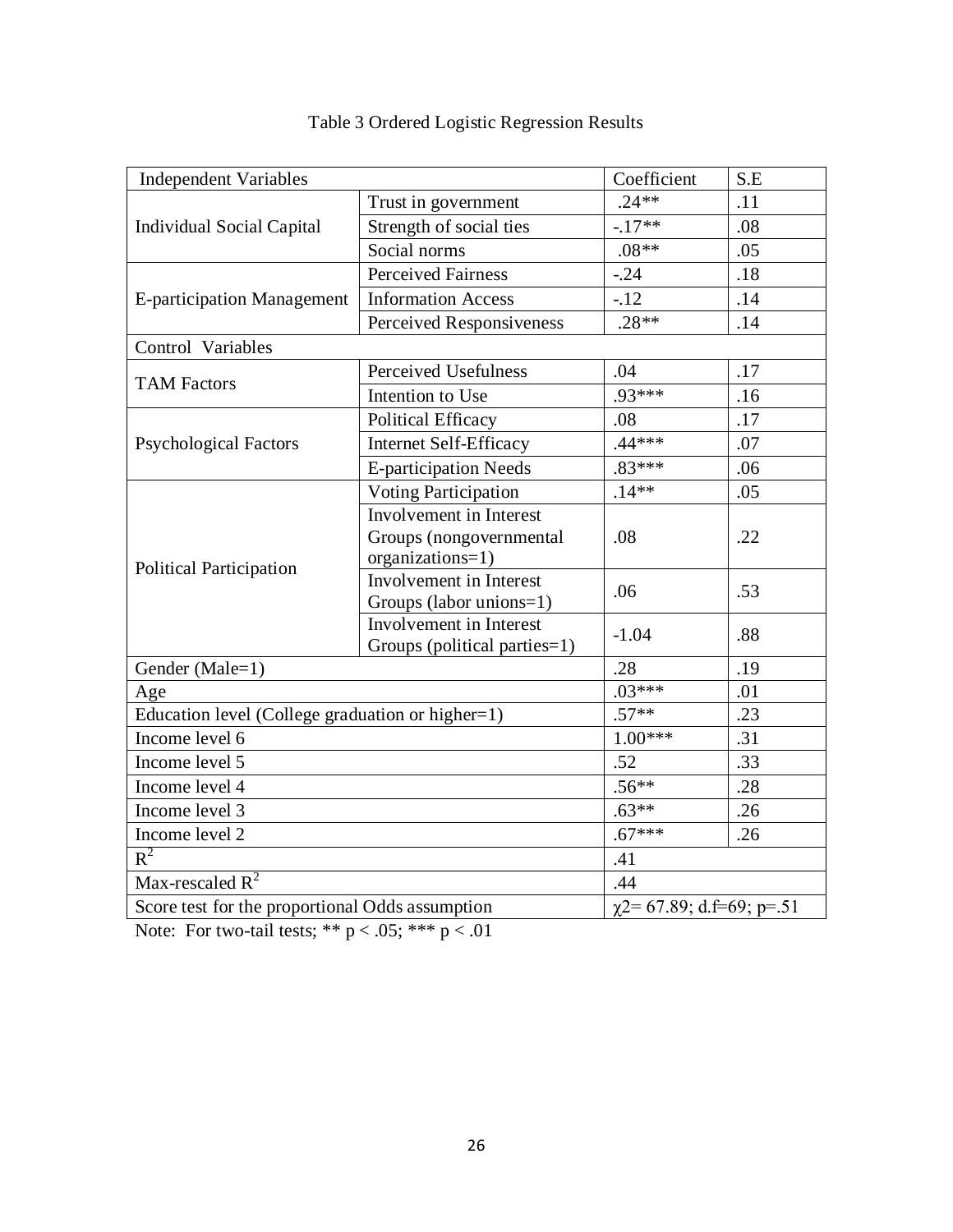Table 3 Ordered Logistic Regression Results

| Independent Variables | | Coefficient | S.E |
|---|---|---|---|
| Individual Social Capital | Trust in government | .24** | .11 |
| | Strength of social ties | -.17** | .08 |
| | Social norms | .08** | .05 |
| E-participation Management | Perceived Fairness | -.24 | .18 |
| | Information Access | -.12 | .14 |
| | Perceived Responsiveness | .28** | .14 |
| Control Variables | | | |
| TAM Factors | Perceived Usefulness | .04 | .17 |
| | Intention to Use | .93*** | .16 |
| Psychological Factors | Political Efficacy | .08 | .17 |
| | Internet Self-Efficacy | .44*** | .07 |
| | E-participation Needs | .83*** | .06 |
| Political Participation | Voting Participation | .14** | .05 |
| | Involvement in Interest Groups (nongovernmental organizations=1) | .08 | .22 |
| | Involvement in Interest Groups (labor unions=1) | .06 | .53 |
| | Involvement in Interest Groups (political parties=1) | -1.04 | .88 |
| Gender (Male=1) | | .28 | .19 |
| Age | | .03*** | .01 |
| Education level (College graduation or higher=1) | | .57** | .23 |
| Income level 6 | | 1.00*** | .31 |
| Income level 5 | | .52 | .33 |
| Income level 4 | | .56** | .28 |
| Income level 3 | | .63** | .26 |
| Income level 2 | | .67*** | .26 |
| $R^2$ | | .41 | |
| Max-rescaled $R^2$ | | .44 | |
| Score test for the proportional Odds assumption | | $\chi 2= 67.89$; d.f=69; p=.51 | |

Note: For two-tail tests; ** $p < .05$; *** $p < .01$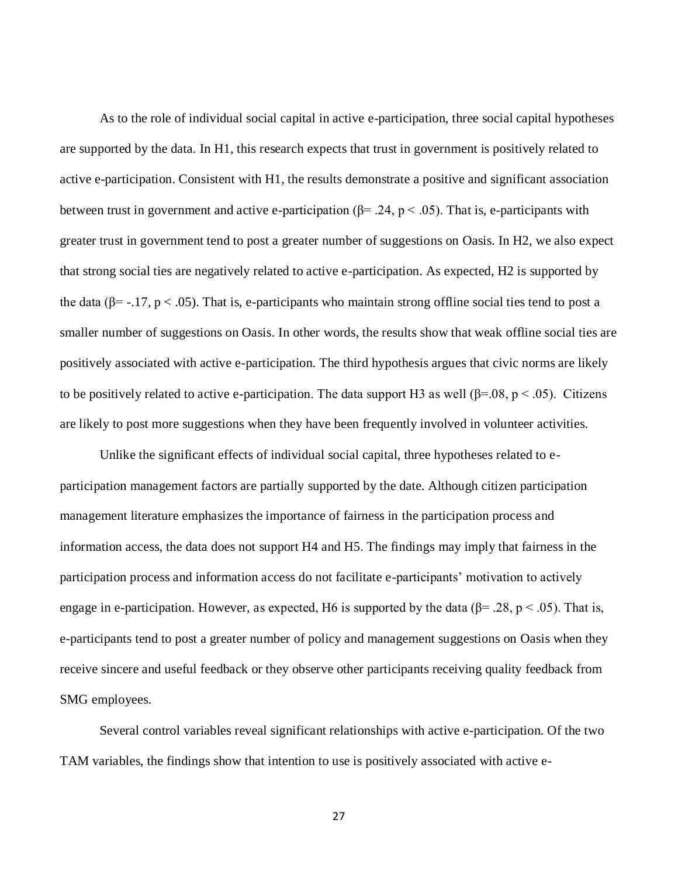As to the role of individual social capital in active e-participation, three social capital hypotheses are supported by the data. In H1, this research expects that trust in government is positively related to active e-participation. Consistent with H1, the results demonstrate a positive and significant association between trust in government and active e-participation ($\beta = .24$, $p < .05$). That is, e-participants with greater trust in government tend to post a greater number of suggestions on Oasis. In H2, we also expect that strong social ties are negatively related to active e-participation. As expected, H2 is supported by the data ($\beta = -.17$, $p < .05$). That is, e-participants who maintain strong offline social ties tend to post a smaller number of suggestions on Oasis. In other words, the results show that weak offline social ties are positively associated with active e-participation. The third hypothesis argues that civic norms are likely to be positively related to active e-participation. The data support H3 as well ($\beta = .08$, $p < .05$). Citizens are likely to post more suggestions when they have been frequently involved in volunteer activities.

Unlike the significant effects of individual social capital, three hypotheses related to e-participation management factors are partially supported by the date. Although citizen participation management literature emphasizes the importance of fairness in the participation process and information access, the data does not support H4 and H5. The findings may imply that fairness in the participation process and information access do not facilitate e-participants' motivation to actively engage in e-participation. However, as expected, H6 is supported by the data ($\beta = .28$, $p < .05$). That is, e-participants tend to post a greater number of policy and management suggestions on Oasis when they receive sincere and useful feedback or they observe other participants receiving quality feedback from SMG employees.

Several control variables reveal significant relationships with active e-participation. Of the two TAM variables, the findings show that intention to use is positively associated with active e-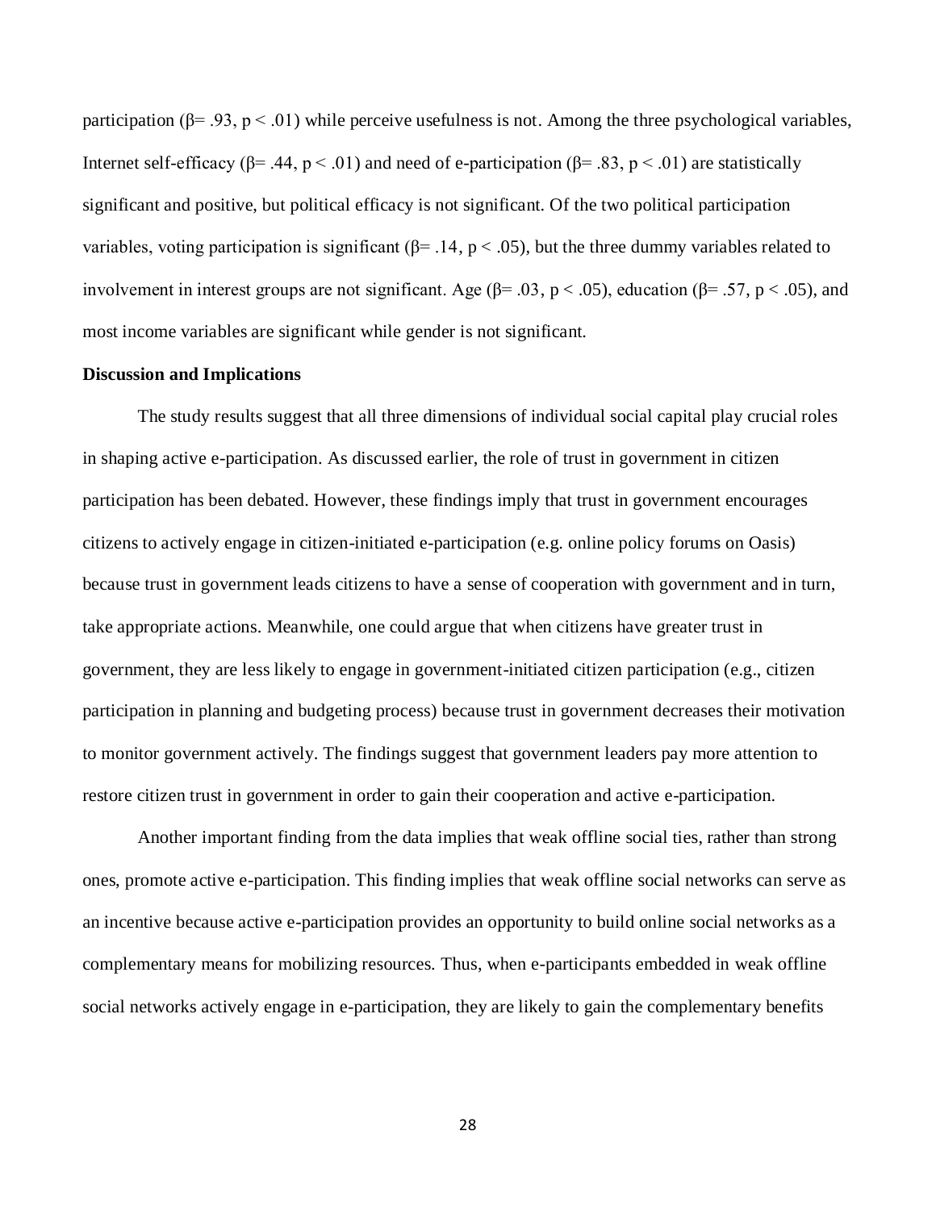participation ($\beta$= .93, $p < .01$) while perceive usefulness is not. Among the three psychological variables, Internet self-efficacy ($\beta$= .44, $p < .01$) and need of e-participation ($\beta$= .83, $p < .01$) are statistically significant and positive, but political efficacy is not significant. Of the two political participation variables, voting participation is significant ($\beta$= .14, $p < .05$), but the three dummy variables related to involvement in interest groups are not significant. Age ($\beta$= .03, $p < .05$), education ($\beta$= .57, $p < .05$), and most income variables are significant while gender is not significant.

**Discussion and Implications**

The study results suggest that all three dimensions of individual social capital play crucial roles in shaping active e-participation. As discussed earlier, the role of trust in government in citizen participation has been debated. However, these findings imply that trust in government encourages citizens to actively engage in citizen-initiated e-participation (e.g. online policy forums on Oasis) because trust in government leads citizens to have a sense of cooperation with government and in turn, take appropriate actions. Meanwhile, one could argue that when citizens have greater trust in government, they are less likely to engage in government-initiated citizen participation (e.g., citizen participation in planning and budgeting process) because trust in government decreases their motivation to monitor government actively. The findings suggest that government leaders pay more attention to restore citizen trust in government in order to gain their cooperation and active e-participation.

Another important finding from the data implies that weak offline social ties, rather than strong ones, promote active e-participation. This finding implies that weak offline social networks can serve as an incentive because active e-participation provides an opportunity to build online social networks as a complementary means for mobilizing resources. Thus, when e-participants embedded in weak offline social networks actively engage in e-participation, they are likely to gain the complementary benefits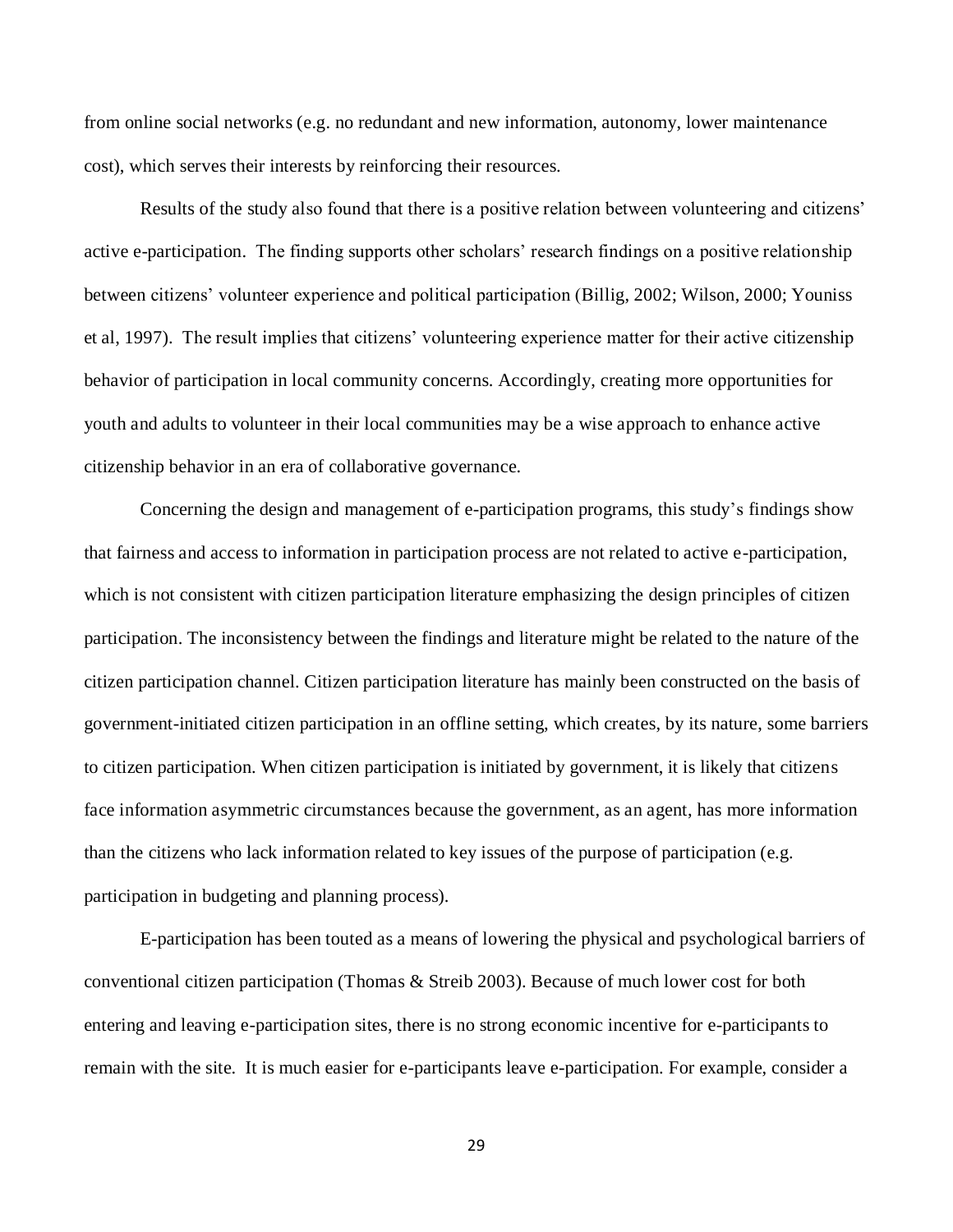from online social networks (e.g. no redundant and new information, autonomy, lower maintenance cost), which serves their interests by reinforcing their resources.

Results of the study also found that there is a positive relation between volunteering and citizens' active e-participation. The finding supports other scholars' research findings on a positive relationship between citizens' volunteer experience and political participation (Billig, 2002; Wilson, 2000; Youniss et al, 1997). The result implies that citizens' volunteering experience matter for their active citizenship behavior of participation in local community concerns. Accordingly, creating more opportunities for youth and adults to volunteer in their local communities may be a wise approach to enhance active citizenship behavior in an era of collaborative governance.

Concerning the design and management of e-participation programs, this study's findings show that fairness and access to information in participation process are not related to active e-participation, which is not consistent with citizen participation literature emphasizing the design principles of citizen participation. The inconsistency between the findings and literature might be related to the nature of the citizen participation channel. Citizen participation literature has mainly been constructed on the basis of government-initiated citizen participation in an offline setting, which creates, by its nature, some barriers to citizen participation. When citizen participation is initiated by government, it is likely that citizens face information asymmetric circumstances because the government, as an agent, has more information than the citizens who lack information related to key issues of the purpose of participation (e.g. participation in budgeting and planning process).

E-participation has been touted as a means of lowering the physical and psychological barriers of conventional citizen participation (Thomas & Streib 2003). Because of much lower cost for both entering and leaving e-participation sites, there is no strong economic incentive for e-participants to remain with the site. It is much easier for e-participants leave e-participation. For example, consider a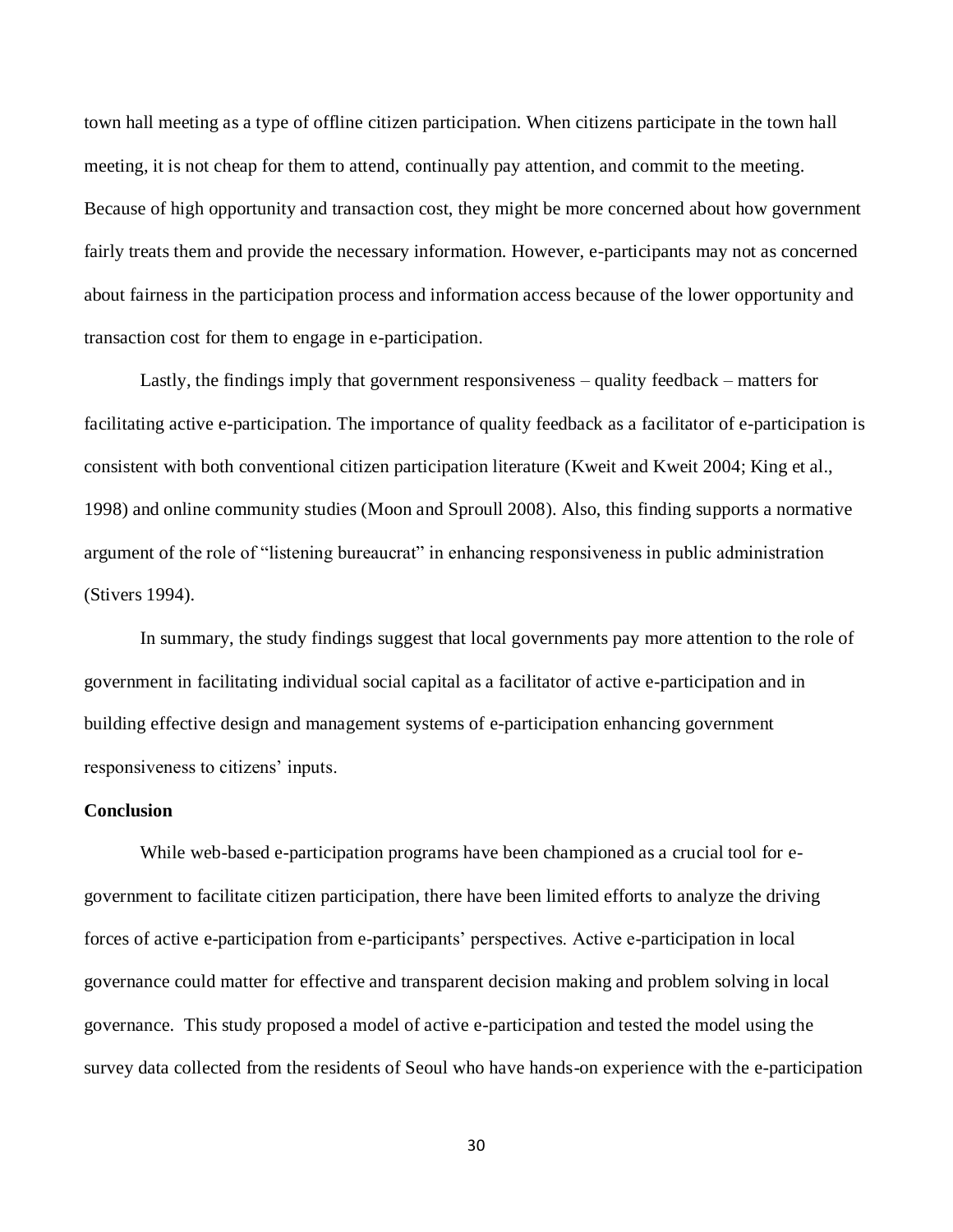town hall meeting as a type of offline citizen participation. When citizens participate in the town hall meeting, it is not cheap for them to attend, continually pay attention, and commit to the meeting. Because of high opportunity and transaction cost, they might be more concerned about how government fairly treats them and provide the necessary information. However, e-participants may not as concerned about fairness in the participation process and information access because of the lower opportunity and transaction cost for them to engage in e-participation.

Lastly, the findings imply that government responsiveness – quality feedback – matters for facilitating active e-participation. The importance of quality feedback as a facilitator of e-participation is consistent with both conventional citizen participation literature (Kweit and Kweit 2004; King et al., 1998) and online community studies (Moon and Sproull 2008). Also, this finding supports a normative argument of the role of "listening bureaucrat" in enhancing responsiveness in public administration (Stivers 1994).

In summary, the study findings suggest that local governments pay more attention to the role of government in facilitating individual social capital as a facilitator of active e-participation and in building effective design and management systems of e-participation enhancing government responsiveness to citizens' inputs.

**Conclusion**

While web-based e-participation programs have been championed as a crucial tool for e-government to facilitate citizen participation, there have been limited efforts to analyze the driving forces of active e-participation from e-participants' perspectives. Active e-participation in local governance could matter for effective and transparent decision making and problem solving in local governance. This study proposed a model of active e-participation and tested the model using the survey data collected from the residents of Seoul who have hands-on experience with the e-participation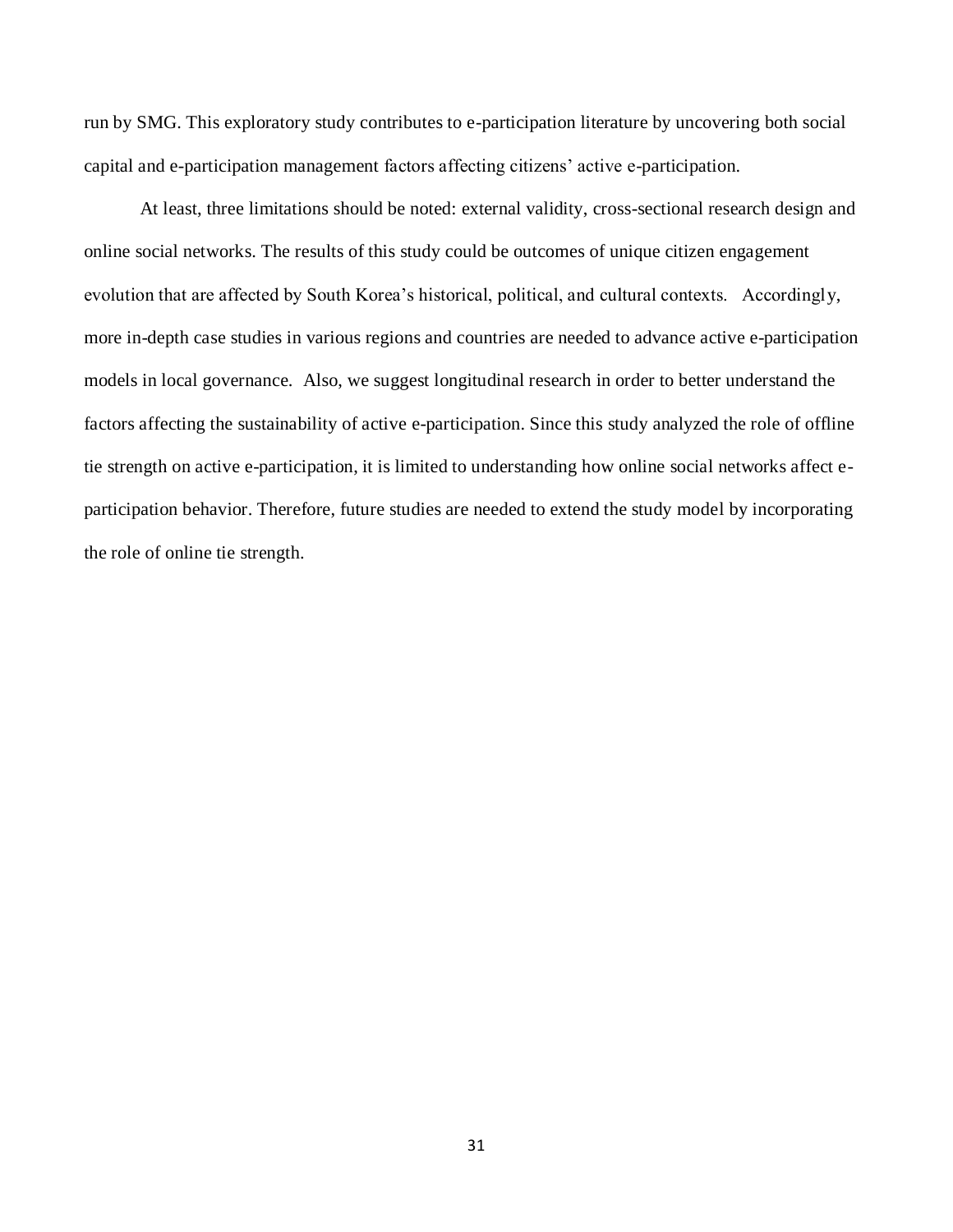run by SMG. This exploratory study contributes to e-participation literature by uncovering both social capital and e-participation management factors affecting citizens' active e-participation.

At least, three limitations should be noted: external validity, cross-sectional research design and online social networks. The results of this study could be outcomes of unique citizen engagement evolution that are affected by South Korea's historical, political, and cultural contexts. Accordingly, more in-depth case studies in various regions and countries are needed to advance active e-participation models in local governance. Also, we suggest longitudinal research in order to better understand the factors affecting the sustainability of active e-participation. Since this study analyzed the role of offline tie strength on active e-participation, it is limited to understanding how online social networks affect e-participation behavior. Therefore, future studies are needed to extend the study model by incorporating the role of online tie strength.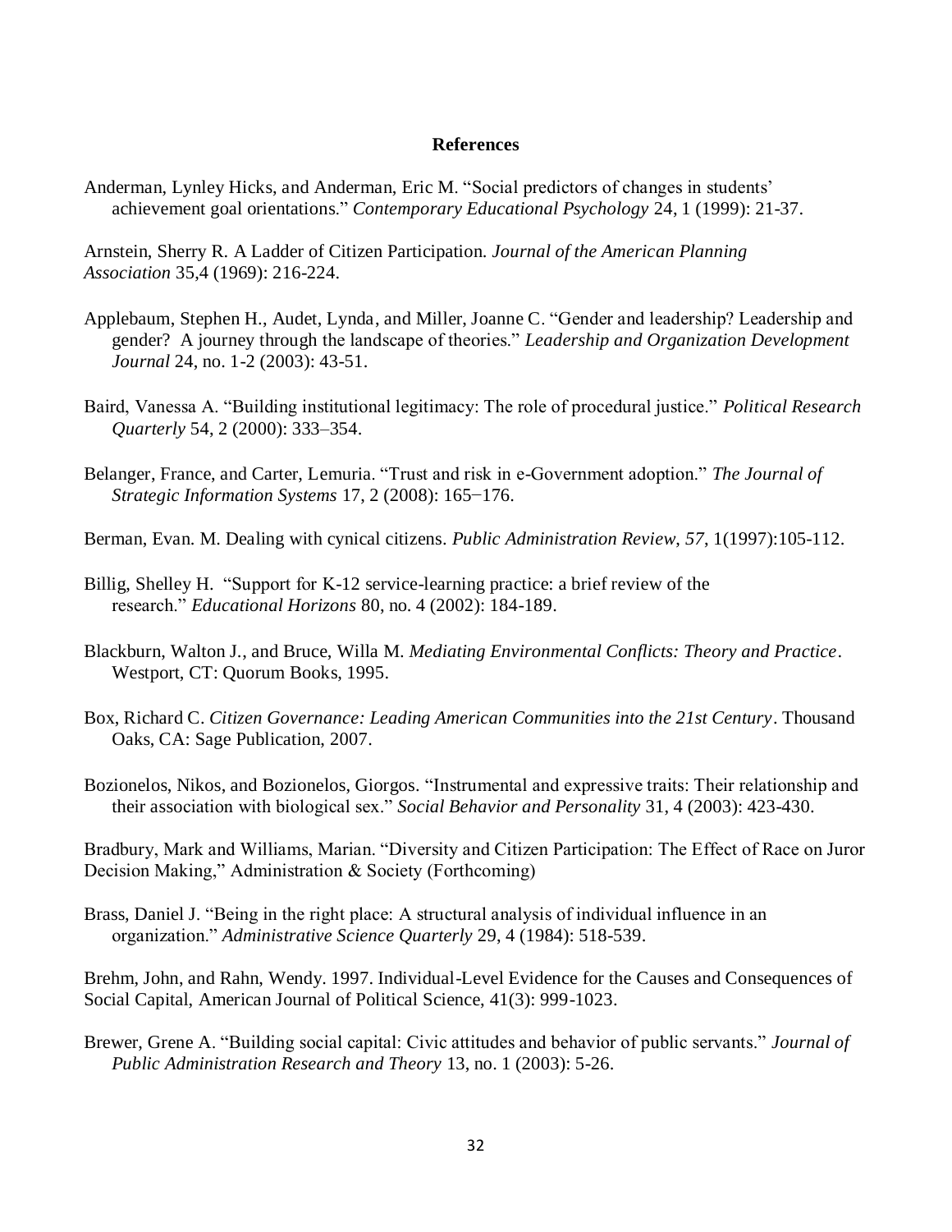**References**

Anderman, Lynley Hicks, and Anderman, Eric M. "Social predictors of changes in students' achievement goal orientations." *Contemporary Educational Psychology* 24, 1 (1999): 21-37.

Arnstein, Sherry R. A Ladder of Citizen Participation. *Journal of the American Planning Association* 35,4 (1969): 216-224.

Applebaum, Stephen H., Audet, Lynda, and Miller, Joanne C. "Gender and leadership? Leadership and gender? A journey through the landscape of theories." *Leadership and Organization Development Journal* 24, no. 1-2 (2003): 43-51.

Baird, Vanessa A. "Building institutional legitimacy: The role of procedural justice." *Political Research Quarterly* 54, 2 (2000): 333–354.

Belanger, France, and Carter, Lemuria. "Trust and risk in e-Government adoption." *The Journal of Strategic Information Systems* 17, 2 (2008): 165−176.

Berman, Evan. M. Dealing with cynical citizens. *Public Administration Review*, *57*, 1(1997):105-112.

Billig, Shelley H. "Support for K-12 service-learning practice: a brief review of the research." *Educational Horizons* 80, no. 4 (2002): 184-189.

Blackburn, Walton J., and Bruce, Willa M. *Mediating Environmental Conflicts: Theory and Practice*. Westport, CT: Quorum Books, 1995.

Box, Richard C. *Citizen Governance: Leading American Communities into the 21st Century*. Thousand Oaks, CA: Sage Publication, 2007.

Bozionelos, Nikos, and Bozionelos, Giorgos. "Instrumental and expressive traits: Their relationship and their association with biological sex." *Social Behavior and Personality* 31, 4 (2003): 423-430.

Bradbury, Mark and Williams, Marian. "Diversity and Citizen Participation: The Effect of Race on Juror Decision Making," Administration & Society (Forthcoming)

Brass, Daniel J. "Being in the right place: A structural analysis of individual influence in an organization." *Administrative Science Quarterly* 29, 4 (1984): 518-539.

Brehm, John, and Rahn, Wendy. 1997. Individual-Level Evidence for the Causes and Consequences of Social Capital, American Journal of Political Science, 41(3): 999-1023.

Brewer, Grene A. "Building social capital: Civic attitudes and behavior of public servants." *Journal of Public Administration Research and Theory* 13, no. 1 (2003): 5-26.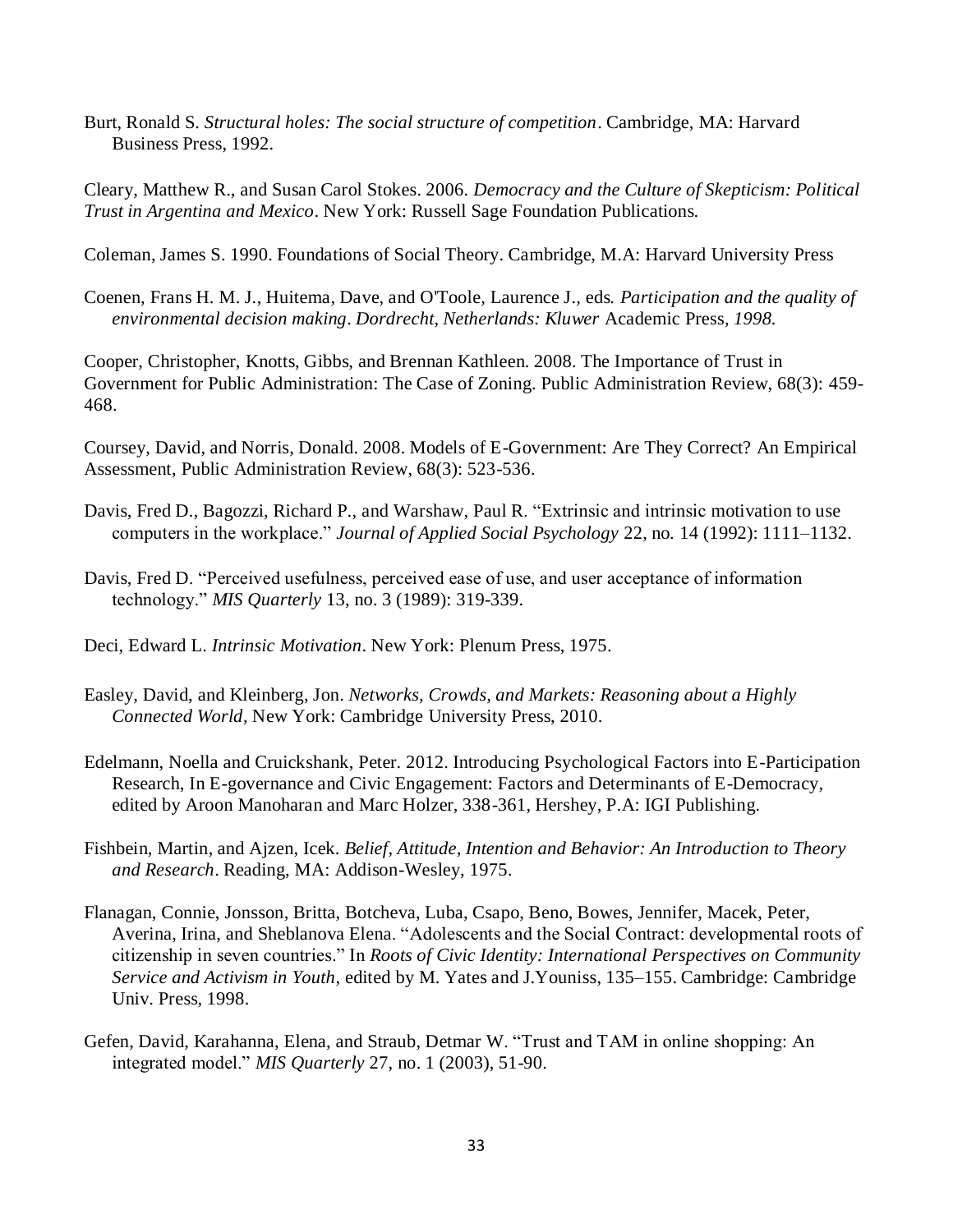Burt, Ronald S. *Structural holes: The social structure of competition*. Cambridge, MA: Harvard Business Press, 1992.

Cleary, Matthew R., and Susan Carol Stokes. 2006. *Democracy and the Culture of Skepticism: Political Trust in Argentina and Mexico*. New York: Russell Sage Foundation Publications.

Coleman, James S. 1990. Foundations of Social Theory. Cambridge, M.A: Harvard University Press

Coenen, Frans H. M. J., Huitema, Dave, and O'Toole, Laurence J., eds. *Participation and the quality of environmental decision making*. *Dordrecht, Netherlands: Kluwer* Academic Press*, 1998.*

Cooper, Christopher, Knotts, Gibbs, and Brennan Kathleen. 2008. The Importance of Trust in Government for Public Administration: The Case of Zoning. Public Administration Review, 68(3): 459-468.

Coursey, David, and Norris, Donald. 2008. Models of E-Government: Are They Correct? An Empirical Assessment, Public Administration Review, 68(3): 523-536.

Davis, Fred D., Bagozzi, Richard P., and Warshaw, Paul R. "Extrinsic and intrinsic motivation to use computers in the workplace." *Journal of Applied Social Psychology* 22, no. 14 (1992): 1111–1132.

Davis, Fred D. "Perceived usefulness, perceived ease of use, and user acceptance of information technology." *MIS Quarterly* 13, no. 3 (1989): 319-339.

Deci, Edward L. *Intrinsic Motivation*. New York: Plenum Press, 1975.

Easley, David, and Kleinberg, Jon. *Networks, Crowds, and Markets: Reasoning about a Highly Connected World*, New York: Cambridge University Press, 2010.

Edelmann, Noella and Cruickshank, Peter. 2012. Introducing Psychological Factors into E-Participation Research, In E-governance and Civic Engagement: Factors and Determinants of E-Democracy, edited by Aroon Manoharan and Marc Holzer, 338-361, Hershey, P.A: IGI Publishing.

Fishbein, Martin, and Ajzen, Icek. *Belief, Attitude, Intention and Behavior: An Introduction to Theory and Research*. Reading, MA: Addison-Wesley, 1975.

Flanagan, Connie, Jonsson, Britta, Botcheva, Luba, Csapo, Beno, Bowes, Jennifer, Macek, Peter, Averina, Irina, and Sheblanova Elena. "Adolescents and the Social Contract: developmental roots of citizenship in seven countries." In *Roots of Civic Identity: International Perspectives on Community Service and Activism in Youth*, edited by M. Yates and J.Youniss, 135–155. Cambridge: Cambridge Univ. Press, 1998.

Gefen, David, Karahanna, Elena, and Straub, Detmar W. "Trust and TAM in online shopping: An integrated model." *MIS Quarterly* 27, no. 1 (2003), 51-90.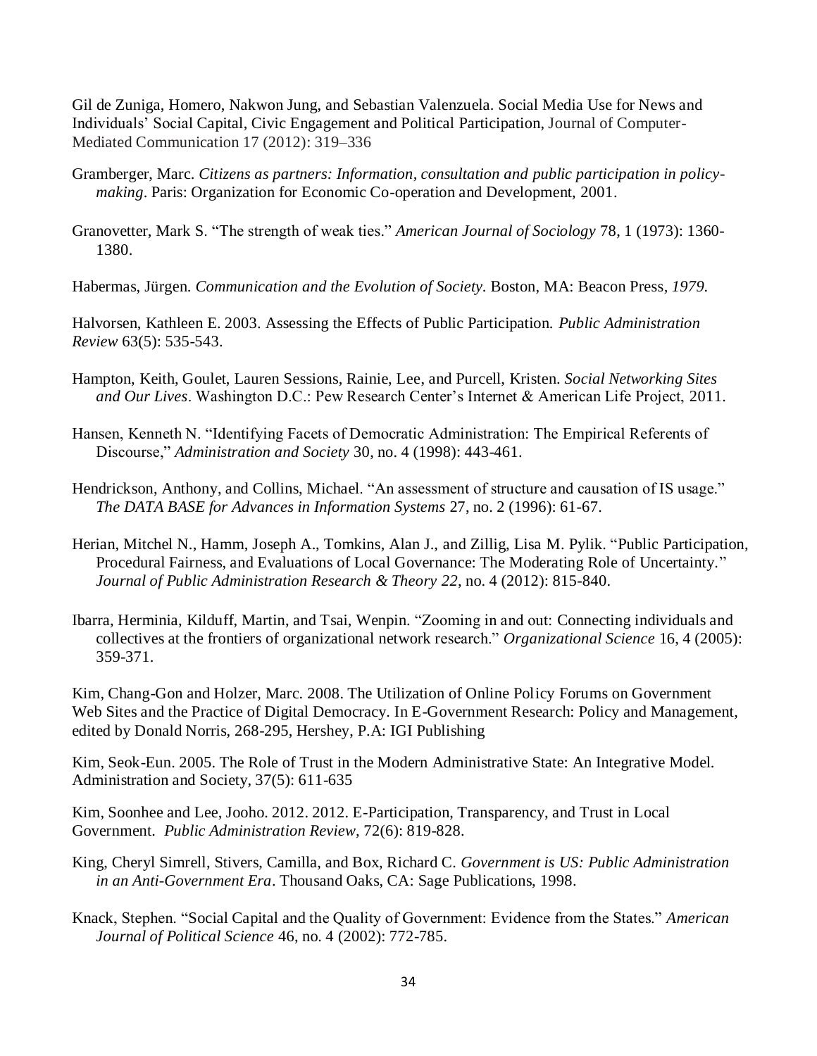Gil de Zuniga, Homero, Nakwon Jung, and Sebastian Valenzuela. Social Media Use for News and Individuals' Social Capital, Civic Engagement and Political Participation, Journal of Computer-Mediated Communication 17 (2012): 319–336

Gramberger, Marc. *Citizens as partners: Information, consultation and public participation in policy-making*. Paris: Organization for Economic Co-operation and Development, 2001.

Granovetter, Mark S. "The strength of weak ties." *American Journal of Sociology* 78, 1 (1973): 1360-1380.

Habermas, Jürgen. *Communication and the Evolution of Society.* Boston, MA: Beacon Press, *1979.*

Halvorsen, Kathleen E. 2003. Assessing the Effects of Public Participation. *Public Administration Review* 63(5): 535-543.

Hampton, Keith, Goulet, Lauren Sessions, Rainie, Lee, and Purcell, Kristen. *Social Networking Sites and Our Lives*. Washington D.C.: Pew Research Center's Internet & American Life Project, 2011.

Hansen, Kenneth N. "Identifying Facets of Democratic Administration: The Empirical Referents of Discourse," *Administration and Society* 30, no. 4 (1998): 443-461.

Hendrickson, Anthony, and Collins, Michael. "An assessment of structure and causation of IS usage." *The DATA BASE for Advances in Information Systems* 27, no. 2 (1996): 61-67.

Herian, Mitchel N., Hamm, Joseph A., Tomkins, Alan J., and Zillig, Lisa M. Pylik. "Public Participation, Procedural Fairness, and Evaluations of Local Governance: The Moderating Role of Uncertainty." *Journal of Public Administration Research & Theory 22*, no. 4 (2012): 815-840.

Ibarra, Herminia, Kilduff, Martin, and Tsai, Wenpin. "Zooming in and out: Connecting individuals and collectives at the frontiers of organizational network research." *Organizational Science* 16, 4 (2005): 359-371.

Kim, Chang-Gon and Holzer, Marc. 2008. The Utilization of Online Policy Forums on Government Web Sites and the Practice of Digital Democracy. In E-Government Research: Policy and Management, edited by Donald Norris, 268-295, Hershey, P.A: IGI Publishing

Kim, Seok-Eun. 2005. The Role of Trust in the Modern Administrative State: An Integrative Model. Administration and Society, 37(5): 611-635

Kim, Soonhee and Lee, Jooho. 2012. 2012. E-Participation, Transparency, and Trust in Local Government. *Public Administration Review,* 72(6): 819-828.

King, Cheryl Simrell, Stivers, Camilla, and Box, Richard C. *Government is US: Public Administration in an Anti-Government Era*. Thousand Oaks, CA: Sage Publications, 1998.

Knack, Stephen. "Social Capital and the Quality of Government: Evidence from the States." *American Journal of Political Science* 46, no. 4 (2002): 772-785.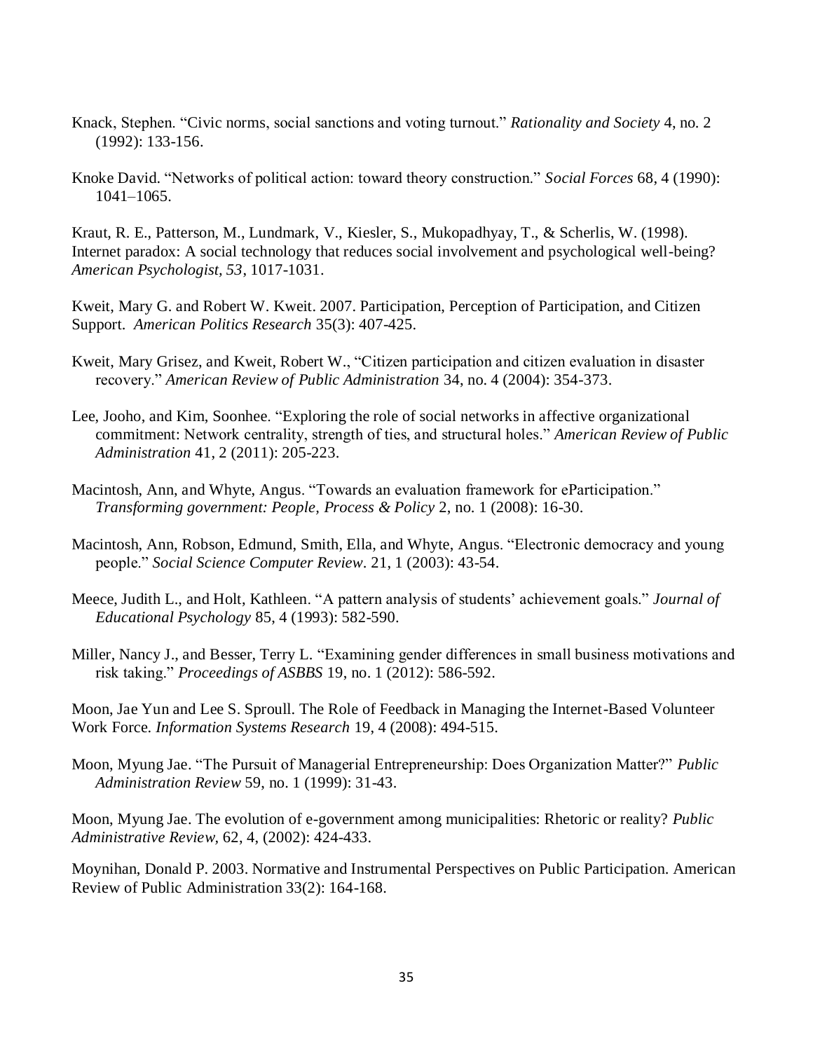Knack, Stephen. “Civic norms, social sanctions and voting turnout.” *Rationality and Society* 4, no. 2 (1992): 133-156.

Knoke David. “Networks of political action: toward theory construction.” *Social Forces* 68, 4 (1990): 1041–1065.

Kraut, R. E., Patterson, M., Lundmark, V., Kiesler, S., Mukopadhyay, T., & Scherlis, W. (1998). Internet paradox: A social technology that reduces social involvement and psychological well-being? *American Psychologist, 53*, 1017-1031.

Kweit, Mary G. and Robert W. Kweit. 2007. Participation, Perception of Participation, and Citizen Support. *American Politics Research* 35(3): 407-425.

Kweit, Mary Grisez, and Kweit, Robert W., “Citizen participation and citizen evaluation in disaster recovery.” *American Review of Public Administration* 34, no. 4 (2004): 354-373.

Lee, Jooho, and Kim, Soonhee. “Exploring the role of social networks in affective organizational commitment: Network centrality, strength of ties, and structural holes.” *American Review of Public Administration* 41, 2 (2011): 205-223.

Macintosh, Ann, and Whyte, Angus. “Towards an evaluation framework for eParticipation.” *Transforming government: People, Process & Policy* 2, no. 1 (2008): 16-30.

Macintosh, Ann, Robson, Edmund, Smith, Ella, and Whyte, Angus. “Electronic democracy and young people.” *Social Science Computer Review*. 21, 1 (2003): 43-54.

Meece, Judith L., and Holt, Kathleen. “A pattern analysis of students’ achievement goals.” *Journal of Educational Psychology* 85, 4 (1993): 582-590.

Miller, Nancy J., and Besser, Terry L. “Examining gender differences in small business motivations and risk taking.” *Proceedings of ASBBS* 19, no. 1 (2012): 586-592.

Moon, Jae Yun and Lee S. Sproull. The Role of Feedback in Managing the Internet-Based Volunteer Work Force. *Information Systems Research* 19, 4 (2008): 494-515.

Moon, Myung Jae. “The Pursuit of Managerial Entrepreneurship: Does Organization Matter?” *Public Administration Review* 59, no. 1 (1999): 31-43.

Moon, Myung Jae. The evolution of e-government among municipalities: Rhetoric or reality? *Public Administrative Review,* 62, 4, (2002): 424-433.

Moynihan, Donald P. 2003. Normative and Instrumental Perspectives on Public Participation. American Review of Public Administration 33(2): 164-168.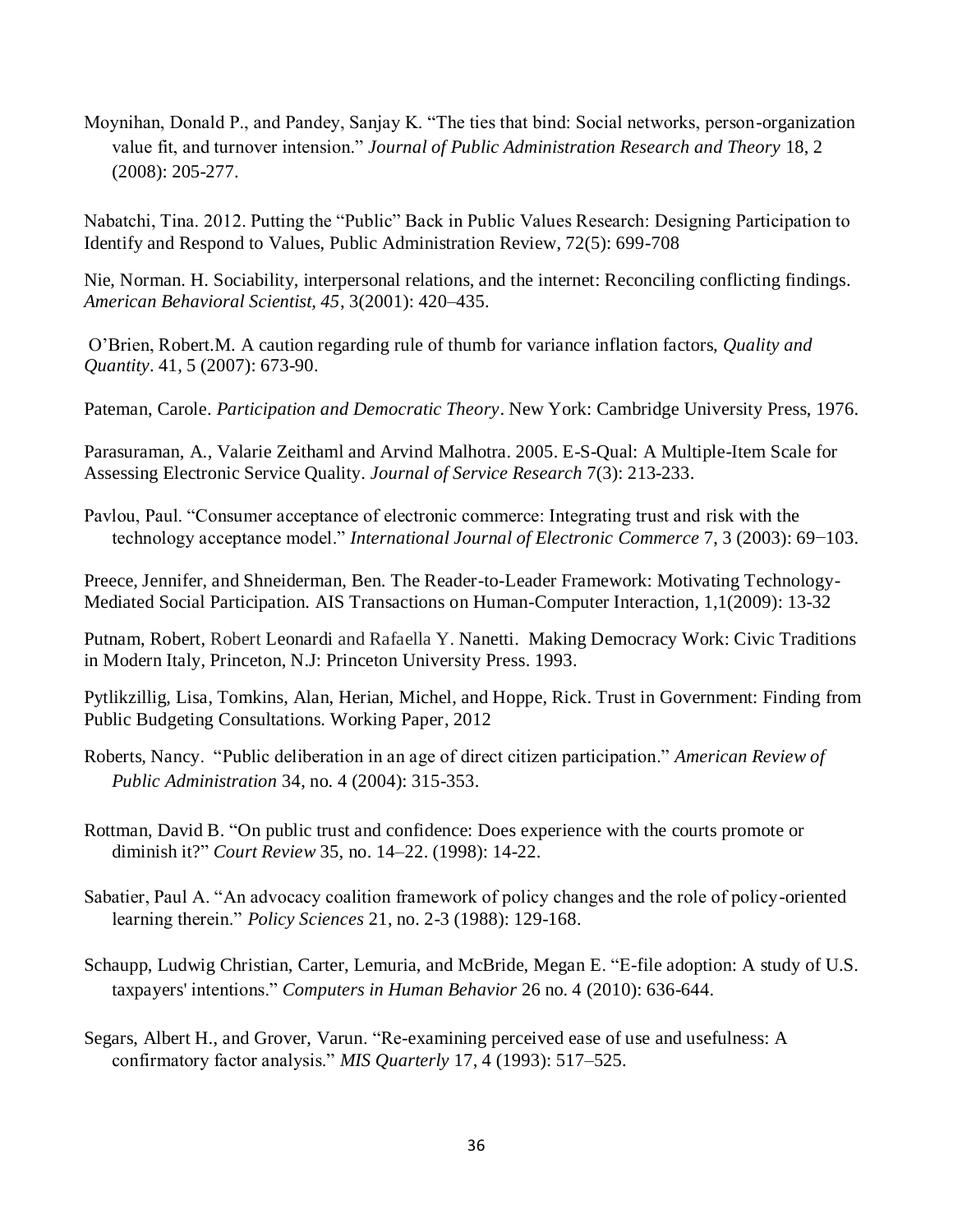Moynihan, Donald P., and Pandey, Sanjay K. “The ties that bind: Social networks, person-organization value fit, and turnover intension.” *Journal of Public Administration Research and Theory* 18, 2 (2008): 205-277.

Nabatchi, Tina. 2012. Putting the “Public” Back in Public Values Research: Designing Participation to Identify and Respond to Values, Public Administration Review, 72(5): 699-708

Nie, Norman. H. Sociability, interpersonal relations, and the internet: Reconciling conflicting findings. *American Behavioral Scientist, 45*, 3(2001): 420–435.

O’Brien, Robert.M. A caution regarding rule of thumb for variance inflation factors, *Quality and Quantity*. 41, 5 (2007): 673-90.

Pateman, Carole. *Participation and Democratic Theory*. New York: Cambridge University Press, 1976.

Parasuraman, A., Valarie Zeithaml and Arvind Malhotra. 2005. E-S-Qual: A Multiple-Item Scale for Assessing Electronic Service Quality. *Journal of Service Research* 7(3): 213-233.

Pavlou, Paul. “Consumer acceptance of electronic commerce: Integrating trust and risk with the technology acceptance model.” *International Journal of Electronic Commerce* 7, 3 (2003): 69−103.

Preece, Jennifer, and Shneiderman, Ben. The Reader-to-Leader Framework: Motivating Technology-Mediated Social Participation. AIS Transactions on Human-Computer Interaction, 1,1(2009): 13-32

Putnam, Robert, Robert Leonardi and Rafaella Y. Nanetti. Making Democracy Work: Civic Traditions in Modern Italy, Princeton, N.J: Princeton University Press. 1993.

Pytlikzillig, Lisa, Tomkins, Alan, Herian, Michel, and Hoppe, Rick. Trust in Government: Finding from Public Budgeting Consultations. Working Paper, 2012

Roberts, Nancy. “Public deliberation in an age of direct citizen participation.” *American Review of Public Administration* 34, no. 4 (2004): 315-353.

Rottman, David B. “On public trust and confidence: Does experience with the courts promote or diminish it?” *Court Review* 35, no. 14–22. (1998): 14-22.

Sabatier, Paul A. “An advocacy coalition framework of policy changes and the role of policy-oriented learning therein.” *Policy Sciences* 21, no. 2-3 (1988): 129-168.

Schaupp, Ludwig Christian, Carter, Lemuria, and McBride, Megan E. “E-file adoption: A study of U.S. taxpayers' intentions.” *Computers in Human Behavior* 26 no. 4 (2010): 636-644.

Segars, Albert H., and Grover, Varun. “Re-examining perceived ease of use and usefulness: A confirmatory factor analysis.” *MIS Quarterly* 17, 4 (1993): 517–525.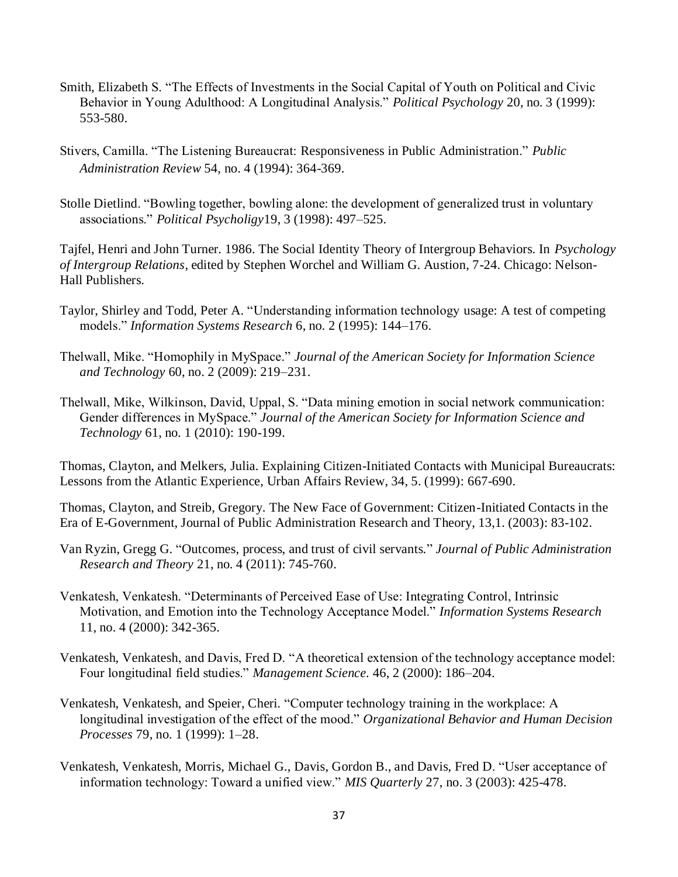Smith, Elizabeth S. "The Effects of Investments in the Social Capital of Youth on Political and Civic Behavior in Young Adulthood: A Longitudinal Analysis." *Political Psychology* 20, no. 3 (1999): 553-580.

Stivers, Camilla. "The Listening Bureaucrat: Responsiveness in Public Administration." *Public Administration Review* 54, no. 4 (1994): 364-369.

Stolle Dietlind. "Bowling together, bowling alone: the development of generalized trust in voluntary associations." *Political Psycholigy*19, 3 (1998): 497–525.

Tajfel, Henri and John Turner. 1986. The Social Identity Theory of Intergroup Behaviors. In *Psychology of Intergroup Relations*, edited by Stephen Worchel and William G. Austion, 7-24. Chicago: Nelson-Hall Publishers.

Taylor, Shirley and Todd, Peter A. "Understanding information technology usage: A test of competing models." *Information Systems Research* 6, no. 2 (1995): 144–176.

Thelwall, Mike. "Homophily in MySpace." *Journal of the American Society for Information Science and Technology* 60, no. 2 (2009): 219–231.

Thelwall, Mike, Wilkinson, David, Uppal, S. "Data mining emotion in social network communication: Gender differences in MySpace." *Journal of the American Society for Information Science and Technology* 61, no. 1 (2010): 190-199.

Thomas, Clayton, and Melkers, Julia. Explaining Citizen-Initiated Contacts with Municipal Bureaucrats: Lessons from the Atlantic Experience, Urban Affairs Review, 34, 5. (1999): 667-690.

Thomas, Clayton, and Streib, Gregory. The New Face of Government: Citizen-Initiated Contacts in the Era of E-Government, Journal of Public Administration Research and Theory, 13,1. (2003): 83-102.

Van Ryzin, Gregg G. "Outcomes, process, and trust of civil servants." *Journal of Public Administration Research and Theory* 21, no. 4 (2011): 745-760.

Venkatesh, Venkatesh. "Determinants of Perceived Ease of Use: Integrating Control, Intrinsic Motivation, and Emotion into the Technology Acceptance Model." *Information Systems Research* 11, no. 4 (2000): 342-365.

Venkatesh, Venkatesh, and Davis, Fred D. "A theoretical extension of the technology acceptance model: Four longitudinal field studies." *Management Science.* 46, 2 (2000): 186–204.

Venkatesh, Venkatesh, and Speier, Cheri. "Computer technology training in the workplace: A longitudinal investigation of the effect of the mood." *Organizational Behavior and Human Decision Processes* 79, no. 1 (1999): 1–28.

Venkatesh, Venkatesh, Morris, Michael G., Davis, Gordon B., and Davis, Fred D. "User acceptance of information technology: Toward a unified view." *MIS Quarterly* 27, no. 3 (2003): 425-478.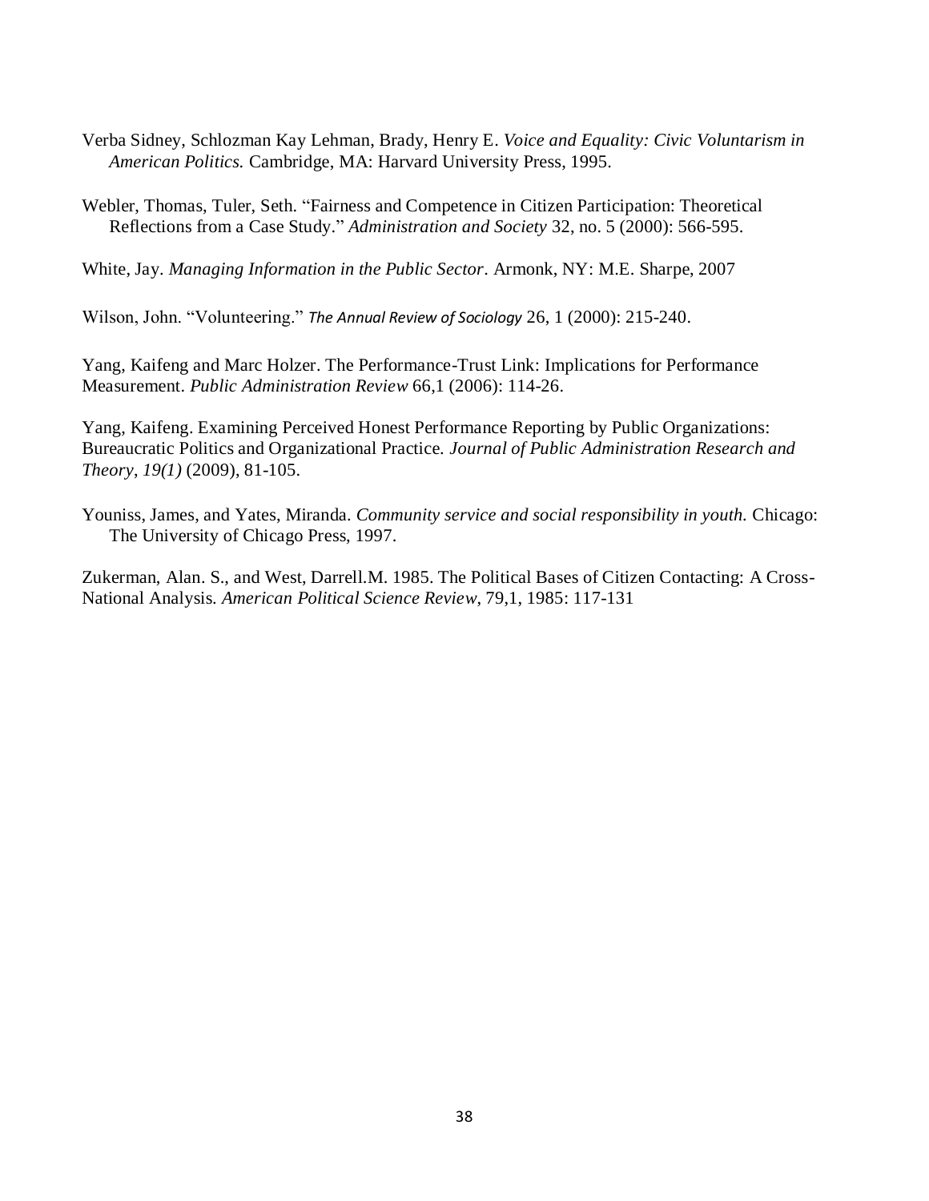Verba Sidney, Schlozman Kay Lehman, Brady, Henry E. *Voice and Equality: Civic Voluntarism in American Politics.* Cambridge, MA: Harvard University Press, 1995.

Webler, Thomas, Tuler, Seth. "Fairness and Competence in Citizen Participation: Theoretical Reflections from a Case Study." *Administration and Society* 32, no. 5 (2000): 566-595.

White, Jay. *Managing Information in the Public Sector*. Armonk, NY: M.E. Sharpe, 2007

Wilson, John. "Volunteering." *The Annual Review of Sociology* 26, 1 (2000): 215-240.

Yang, Kaifeng and Marc Holzer. The Performance-Trust Link: Implications for Performance Measurement. *Public Administration Review* 66,1 (2006): 114-26.

Yang, Kaifeng. Examining Perceived Honest Performance Reporting by Public Organizations: Bureaucratic Politics and Organizational Practice. *Journal of Public Administration Research and Theory, 19(1)* (2009), 81-105.

Youniss, James, and Yates, Miranda. *Community service and social responsibility in youth.* Chicago: The University of Chicago Press, 1997.

Zukerman, Alan. S., and West, Darrell.M. 1985. The Political Bases of Citizen Contacting: A Cross-National Analysis. *American Political Science Review*, 79,1, 1985: 117-131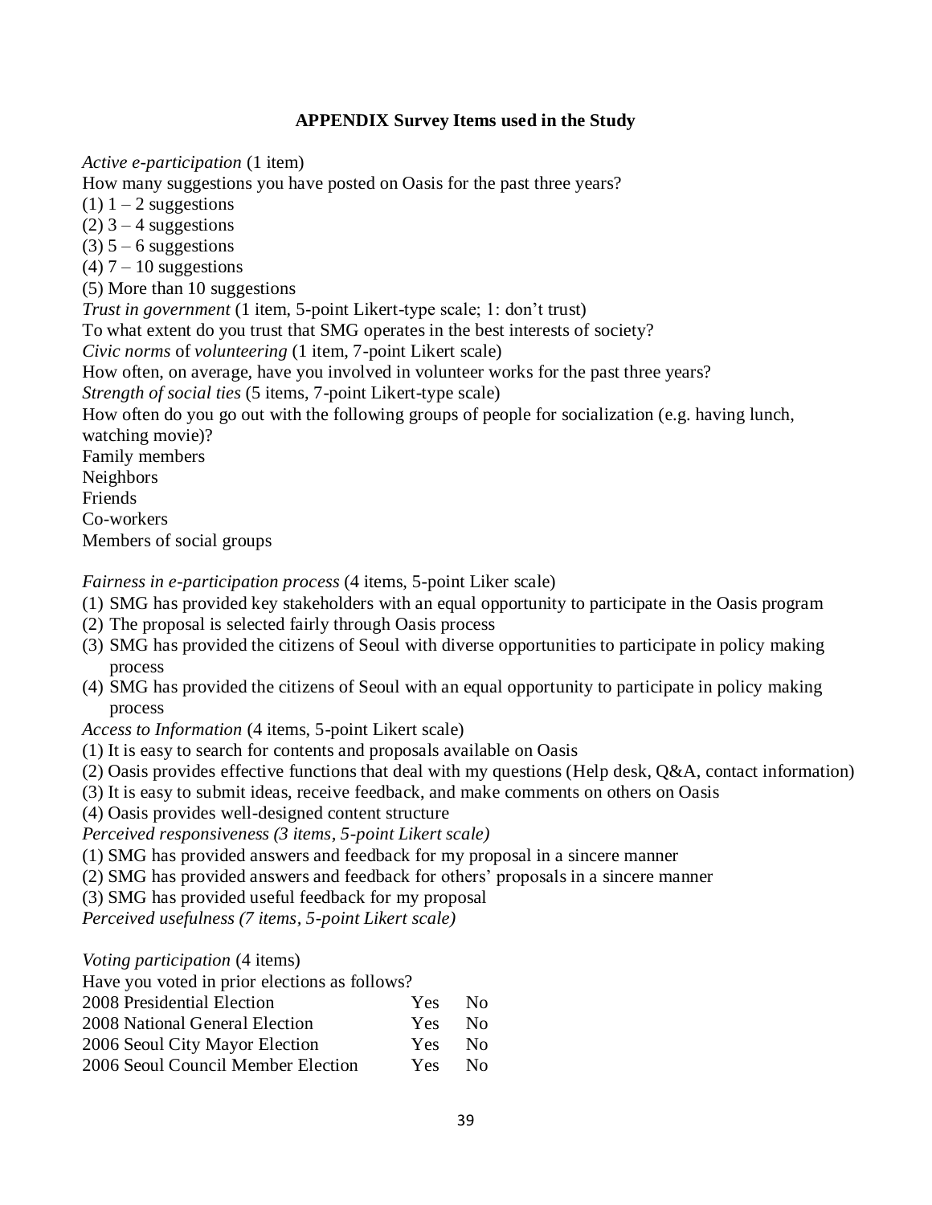**APPENDIX Survey Items used in the Study**

*Active e-participation* (1 item)

How many suggestions you have posted on Oasis for the past three years?

(1) 1 – 2 suggestions  
(2) 3 – 4 suggestions  
(3) 5 – 6 suggestions  
(4) 7 – 10 suggestions  
(5) More than 10 suggestions

*Trust in government* (1 item, 5-point Likert-type scale; 1: don't trust)

To what extent do you trust that SMG operates in the best interests of society?

*Civic norms* of *volunteering* (1 item, 7-point Likert scale)

How often, on average, have you involved in volunteer works for the past three years?

*Strength of social ties* (5 items, 7-point Likert-type scale)

How often do you go out with the following groups of people for socialization (e.g. having lunch, watching movie)?

Family members  
Neighbors  
Friends  
Co-workers  
Members of social groups

*Fairness in e-participation process* (4 items, 5-point Liker scale)

(1) SMG has provided key stakeholders with an equal opportunity to participate in the Oasis program
(2) The proposal is selected fairly through Oasis process
(3) SMG has provided the citizens of Seoul with diverse opportunities to participate in policy making process
(4) SMG has provided the citizens of Seoul with an equal opportunity to participate in policy making process

*Access to Information* (4 items, 5-point Likert scale)

(1) It is easy to search for contents and proposals available on Oasis
(2) Oasis provides effective functions that deal with my questions (Help desk, Q&A, contact information)
(3) It is easy to submit ideas, receive feedback, and make comments on others on Oasis
(4) Oasis provides well-designed content structure

*Perceived responsiveness (3 items, 5-point Likert scale)*

(1) SMG has provided answers and feedback for my proposal in a sincere manner
(2) SMG has provided answers and feedback for others' proposals in a sincere manner
(3) SMG has provided useful feedback for my proposal

*Perceived usefulness (7 items, 5-point Likert scale)*

*Voting participation* (4 items)

Have you voted in prior elections as follows?

| | | |
|---|---|---|
| 2008 Presidential Election | Yes | No |
| 2008 National General Election | Yes | No |
| 2006 Seoul City Mayor Election | Yes | No |
| 2006 Seoul Council Member Election | Yes | No |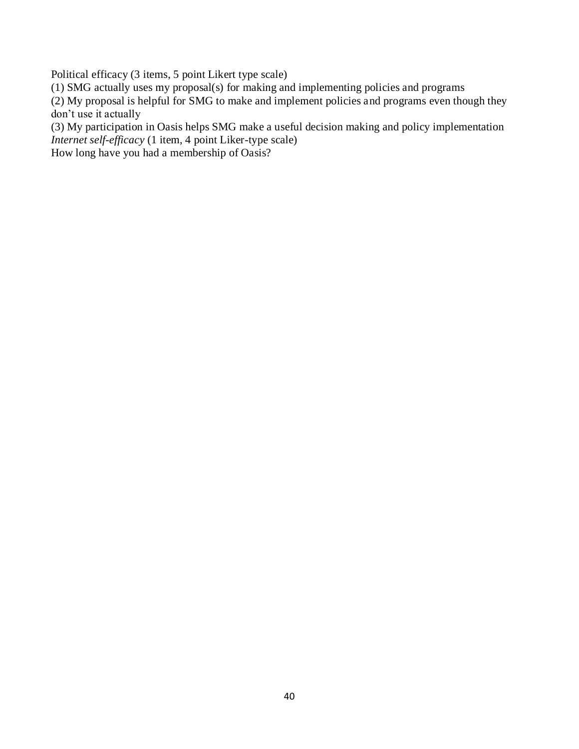Political efficacy (3 items, 5 point Likert type scale)

(1) SMG actually uses my proposal(s) for making and implementing policies and programs

(2) My proposal is helpful for SMG to make and implement policies and programs even though they don't use it actually

(3) My participation in Oasis helps SMG make a useful decision making and policy implementation

*Internet self-efficacy* (1 item, 4 point Liker-type scale)

How long have you had a membership of Oasis?